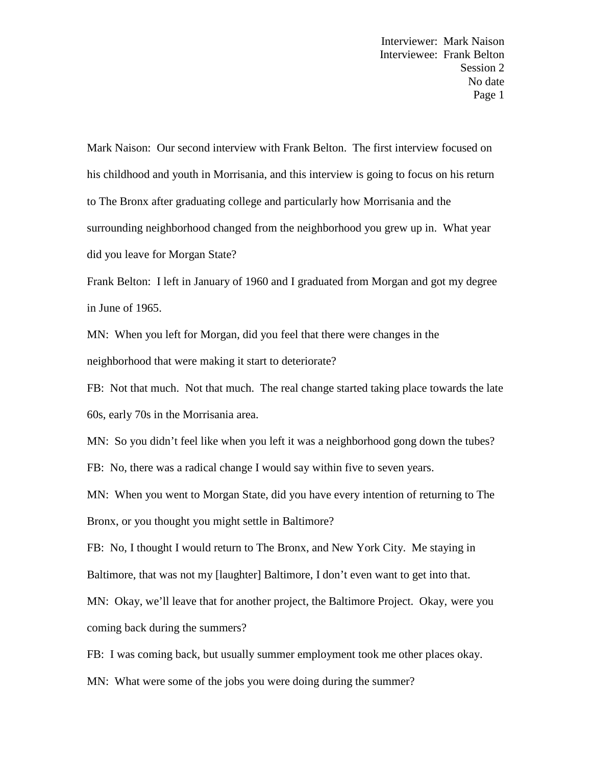Mark Naison: Our second interview with Frank Belton. The first interview focused on his childhood and youth in Morrisania, and this interview is going to focus on his return to The Bronx after graduating college and particularly how Morrisania and the surrounding neighborhood changed from the neighborhood you grew up in. What year did you leave for Morgan State?

Frank Belton: I left in January of 1960 and I graduated from Morgan and got my degree in June of 1965.

MN: When you left for Morgan, did you feel that there were changes in the neighborhood that were making it start to deteriorate?

FB: Not that much. Not that much. The real change started taking place towards the late 60s, early 70s in the Morrisania area.

MN: So you didn't feel like when you left it was a neighborhood gong down the tubes?

FB: No, there was a radical change I would say within five to seven years.

MN: When you went to Morgan State, did you have every intention of returning to The Bronx, or you thought you might settle in Baltimore?

FB: No, I thought I would return to The Bronx, and New York City. Me staying in Baltimore, that was not my [laughter] Baltimore, I don't even want to get into that.

MN: Okay, we'll leave that for another project, the Baltimore Project. Okay, were you coming back during the summers?

FB: I was coming back, but usually summer employment took me other places okay.

MN: What were some of the jobs you were doing during the summer?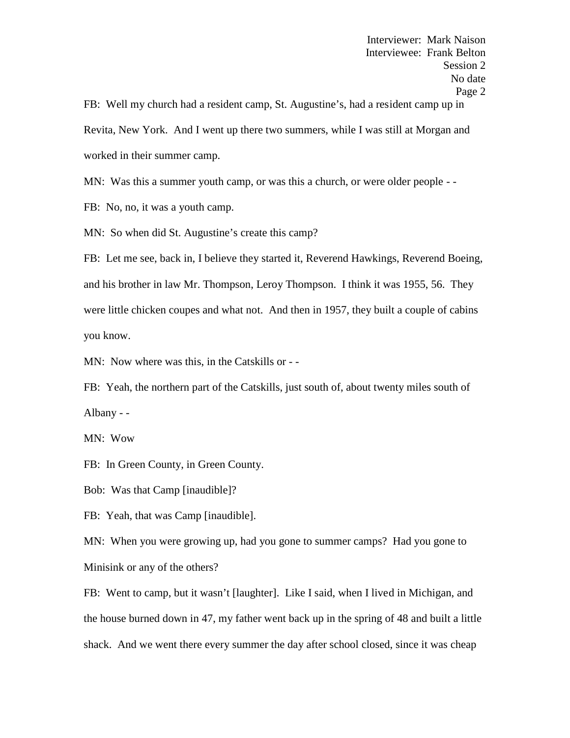FB: Well my church had a resident camp, St. Augustine's, had a resident camp up in Revita, New York. And I went up there two summers, while I was still at Morgan and worked in their summer camp.

MN: Was this a summer youth camp, or was this a church, or were older people - -

FB: No, no, it was a youth camp.

MN: So when did St. Augustine's create this camp?

FB: Let me see, back in, I believe they started it, Reverend Hawkings, Reverend Boeing, and his brother in law Mr. Thompson, Leroy Thompson. I think it was 1955, 56. They were little chicken coupes and what not. And then in 1957, they built a couple of cabins you know.

MN: Now where was this, in the Catskills or - -

FB: Yeah, the northern part of the Catskills, just south of, about twenty miles south of Albany - -

MN: Wow

FB: In Green County, in Green County.

Bob: Was that Camp [inaudible]?

FB: Yeah, that was Camp [inaudible].

MN: When you were growing up, had you gone to summer camps? Had you gone to Minisink or any of the others?

FB: Went to camp, but it wasn't [laughter]. Like I said, when I lived in Michigan, and the house burned down in 47, my father went back up in the spring of 48 and built a little shack. And we went there every summer the day after school closed, since it was cheap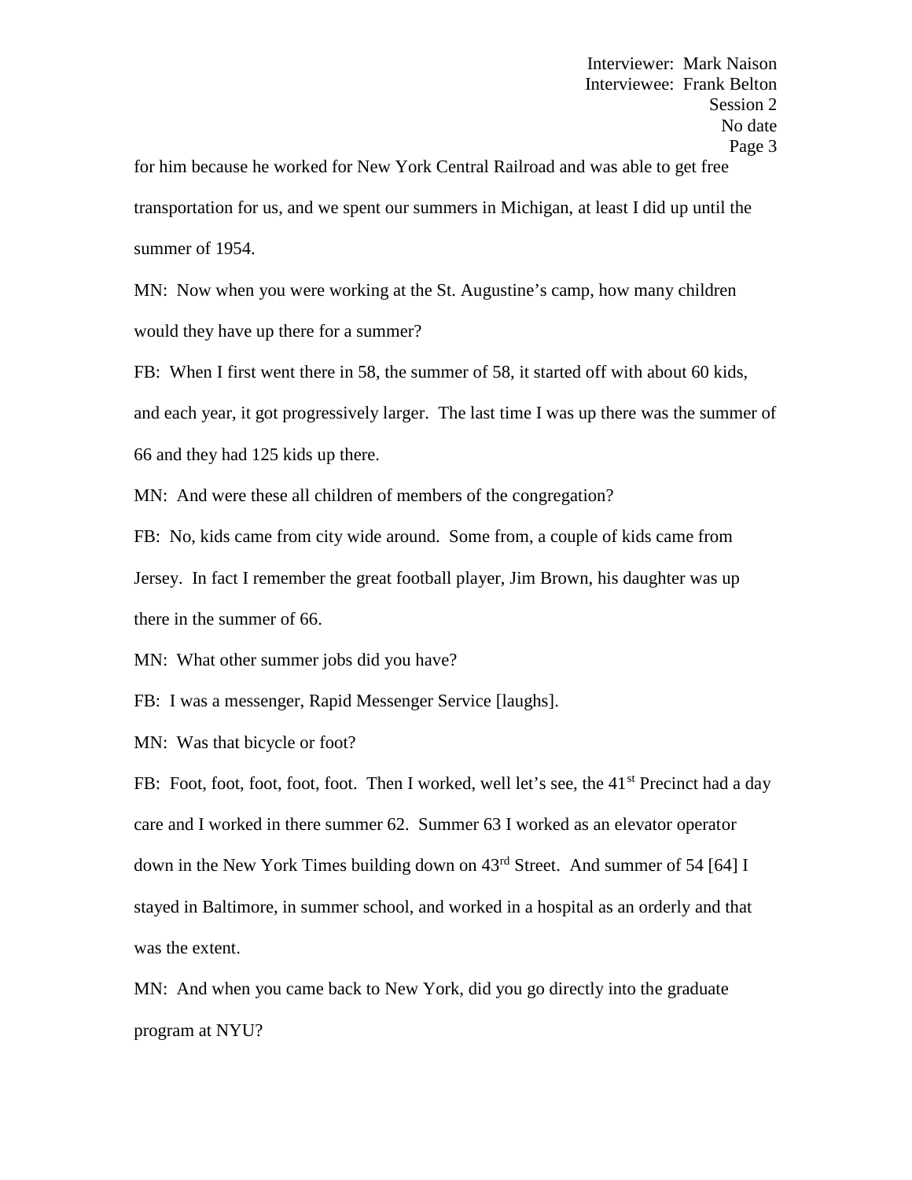for him because he worked for New York Central Railroad and was able to get free transportation for us, and we spent our summers in Michigan, at least I did up until the summer of 1954.

MN: Now when you were working at the St. Augustine's camp, how many children would they have up there for a summer?

FB: When I first went there in 58, the summer of 58, it started off with about 60 kids, and each year, it got progressively larger. The last time I was up there was the summer of 66 and they had 125 kids up there.

MN: And were these all children of members of the congregation?

FB: No, kids came from city wide around. Some from, a couple of kids came from Jersey. In fact I remember the great football player, Jim Brown, his daughter was up there in the summer of 66.

MN: What other summer jobs did you have?

FB: I was a messenger, Rapid Messenger Service [laughs].

MN: Was that bicycle or foot?

FB: Foot, foot, foot, foot, foot. Then I worked, well let's see, the 41st Precinct had a day care and I worked in there summer 62. Summer 63 I worked as an elevator operator down in the New York Times building down on 43rd Street. And summer of 54 [64] I stayed in Baltimore, in summer school, and worked in a hospital as an orderly and that was the extent.

MN: And when you came back to New York, did you go directly into the graduate program at NYU?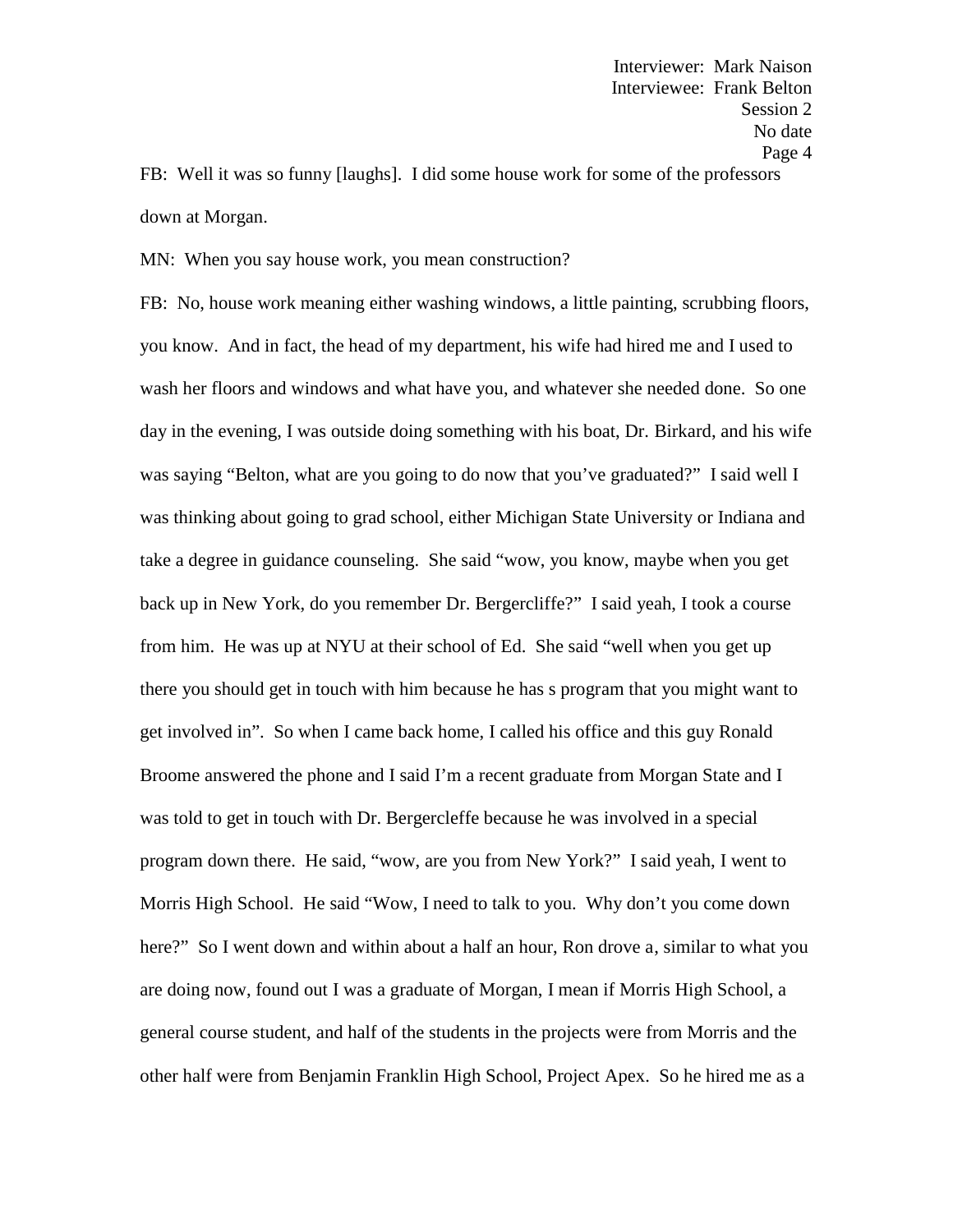FB: Well it was so funny [laughs]. I did some house work for some of the professors down at Morgan.

MN: When you say house work, you mean construction?

FB: No, house work meaning either washing windows, a little painting, scrubbing floors, you know. And in fact, the head of my department, his wife had hired me and I used to wash her floors and windows and what have you, and whatever she needed done. So one day in the evening, I was outside doing something with his boat, Dr. Birkard, and his wife was saying "Belton, what are you going to do now that you've graduated?" I said well I was thinking about going to grad school, either Michigan State University or Indiana and take a degree in guidance counseling. She said "wow, you know, maybe when you get back up in New York, do you remember Dr. Bergercliffe?" I said yeah, I took a course from him. He was up at NYU at their school of Ed. She said "well when you get up there you should get in touch with him because he has s program that you might want to get involved in". So when I came back home, I called his office and this guy Ronald Broome answered the phone and I said I'm a recent graduate from Morgan State and I was told to get in touch with Dr. Bergercleffe because he was involved in a special program down there. He said, "wow, are you from New York?" I said yeah, I went to Morris High School. He said "Wow, I need to talk to you. Why don't you come down here?" So I went down and within about a half an hour, Ron drove a, similar to what you are doing now, found out I was a graduate of Morgan, I mean if Morris High School, a general course student, and half of the students in the projects were from Morris and the other half were from Benjamin Franklin High School, Project Apex. So he hired me as a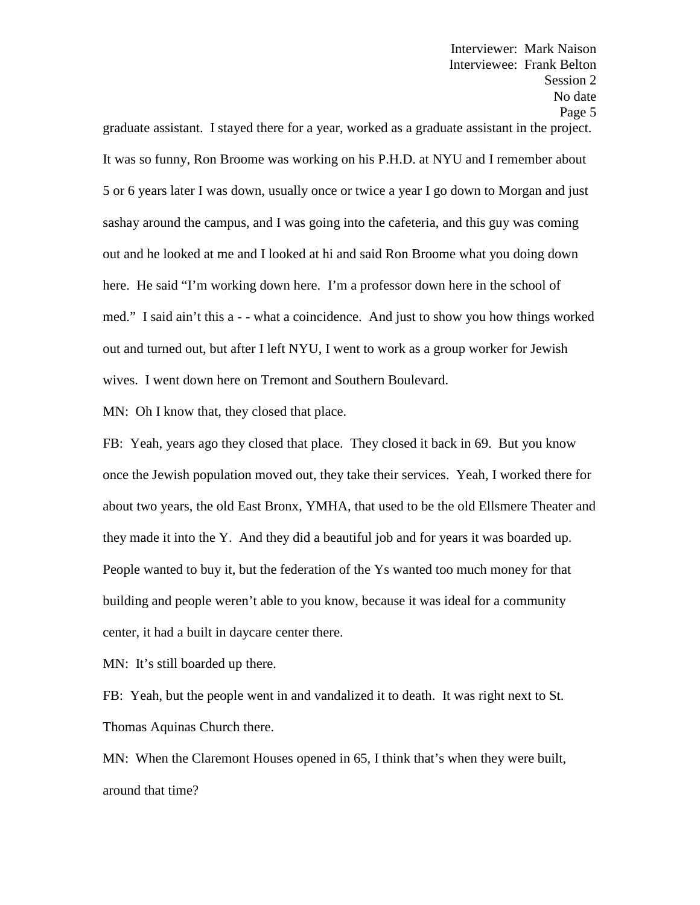graduate assistant. I stayed there for a year, worked as a graduate assistant in the project. It was so funny, Ron Broome was working on his P.H.D. at NYU and I remember about 5 or 6 years later I was down, usually once or twice a year I go down to Morgan and just sashay around the campus, and I was going into the cafeteria, and this guy was coming out and he looked at me and I looked at hi and said Ron Broome what you doing down here. He said "I'm working down here. I'm a professor down here in the school of med." I said ain't this a - - what a coincidence. And just to show you how things worked out and turned out, but after I left NYU, I went to work as a group worker for Jewish wives. I went down here on Tremont and Southern Boulevard.

MN: Oh I know that, they closed that place.

FB: Yeah, years ago they closed that place. They closed it back in 69. But you know once the Jewish population moved out, they take their services. Yeah, I worked there for about two years, the old East Bronx, YMHA, that used to be the old Ellsmere Theater and they made it into the Y. And they did a beautiful job and for years it was boarded up. People wanted to buy it, but the federation of the Ys wanted too much money for that building and people weren't able to you know, because it was ideal for a community center, it had a built in daycare center there.

MN: It's still boarded up there.

FB: Yeah, but the people went in and vandalized it to death. It was right next to St. Thomas Aquinas Church there.

MN: When the Claremont Houses opened in 65, I think that's when they were built, around that time?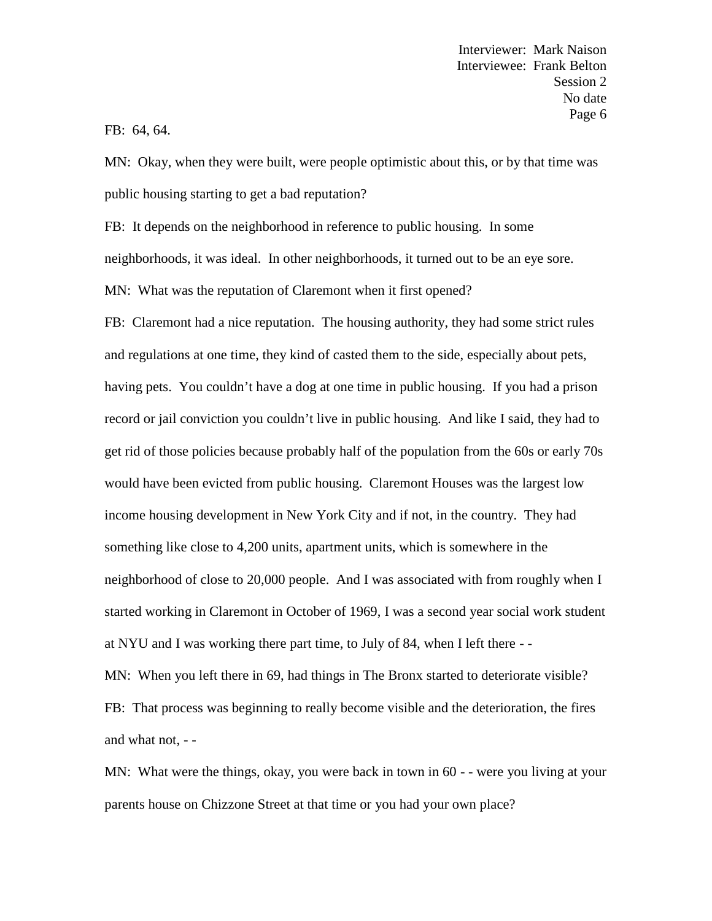FB: 64, 64.

MN: Okay, when they were built, were people optimistic about this, or by that time was public housing starting to get a bad reputation?

FB: It depends on the neighborhood in reference to public housing. In some neighborhoods, it was ideal. In other neighborhoods, it turned out to be an eye sore.

MN: What was the reputation of Claremont when it first opened?

FB: Claremont had a nice reputation. The housing authority, they had some strict rules and regulations at one time, they kind of casted them to the side, especially about pets, having pets. You couldn't have a dog at one time in public housing. If you had a prison record or jail conviction you couldn't live in public housing. And like I said, they had to get rid of those policies because probably half of the population from the 60s or early 70s would have been evicted from public housing. Claremont Houses was the largest low income housing development in New York City and if not, in the country. They had something like close to 4,200 units, apartment units, which is somewhere in the neighborhood of close to 20,000 people. And I was associated with from roughly when I started working in Claremont in October of 1969, I was a second year social work student at NYU and I was working there part time, to July of 84, when I left there - -

MN: When you left there in 69, had things in The Bronx started to deteriorate visible?

FB: That process was beginning to really become visible and the deterioration, the fires and what not, - -

MN: What were the things, okay, you were back in town in 60 - - were you living at your parents house on Chizzone Street at that time or you had your own place?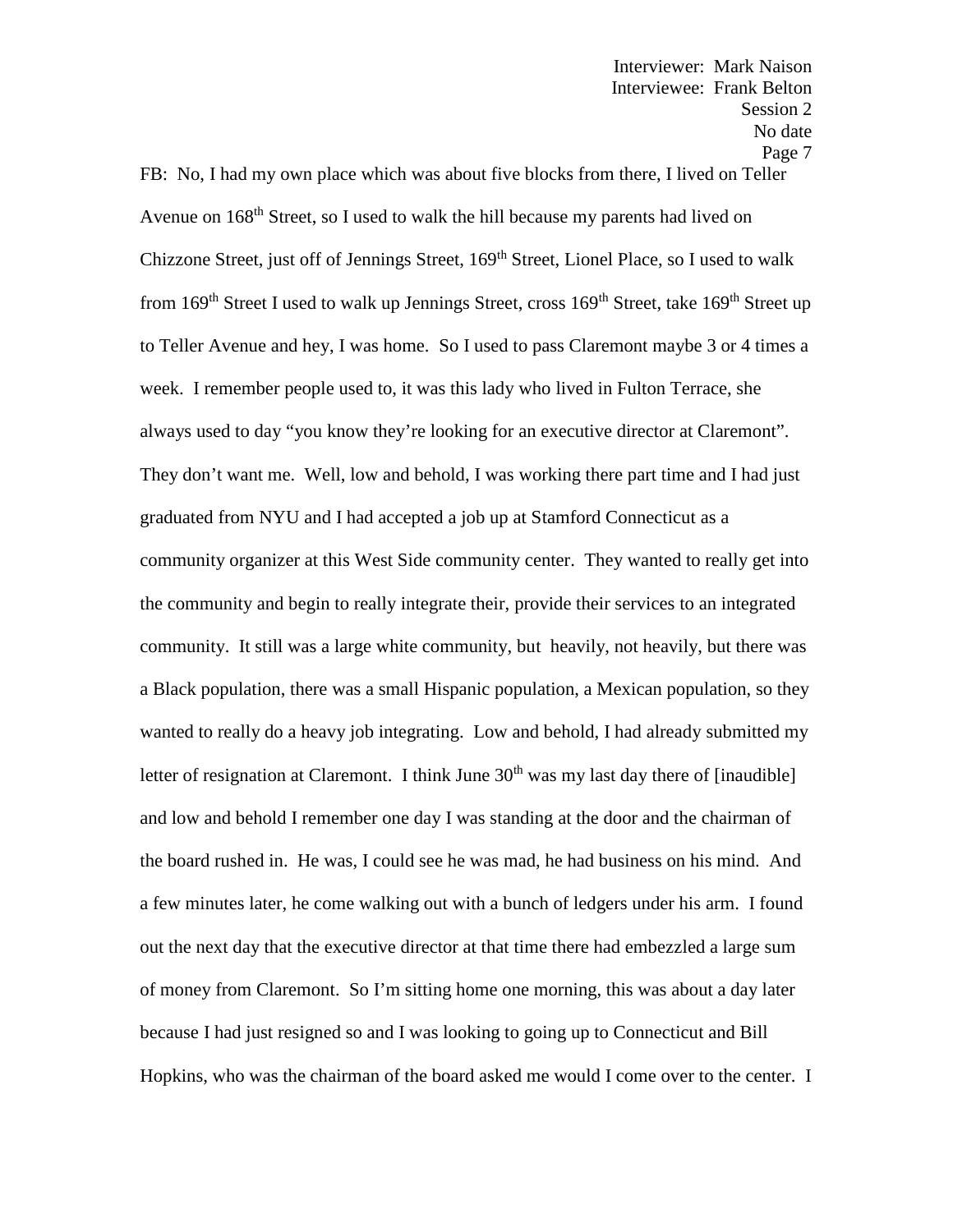FB: No, I had my own place which was about five blocks from there, I lived on Teller Avenue on 168th Street, so I used to walk the hill because my parents had lived on Chizzone Street, just off of Jennings Street, 169th Street, Lionel Place, so I used to walk from 169th Street I used to walk up Jennings Street, cross 169th Street, take 169th Street up to Teller Avenue and hey, I was home. So I used to pass Claremont maybe 3 or 4 times a week. I remember people used to, it was this lady who lived in Fulton Terrace, she always used to day "you know they're looking for an executive director at Claremont". They don't want me. Well, low and behold, I was working there part time and I had just graduated from NYU and I had accepted a job up at Stamford Connecticut as a community organizer at this West Side community center. They wanted to really get into the community and begin to really integrate their, provide their services to an integrated community. It still was a large white community, but heavily, not heavily, but there was a Black population, there was a small Hispanic population, a Mexican population, so they wanted to really do a heavy job integrating. Low and behold, I had already submitted my letter of resignation at Claremont. I think June 30th was my last day there of [inaudible] and low and behold I remember one day I was standing at the door and the chairman of the board rushed in. He was, I could see he was mad, he had business on his mind. And a few minutes later, he come walking out with a bunch of ledgers under his arm. I found out the next day that the executive director at that time there had embezzled a large sum of money from Claremont. So I'm sitting home one morning, this was about a day later because I had just resigned so and I was looking to going up to Connecticut and Bill Hopkins, who was the chairman of the board asked me would I come over to the center. I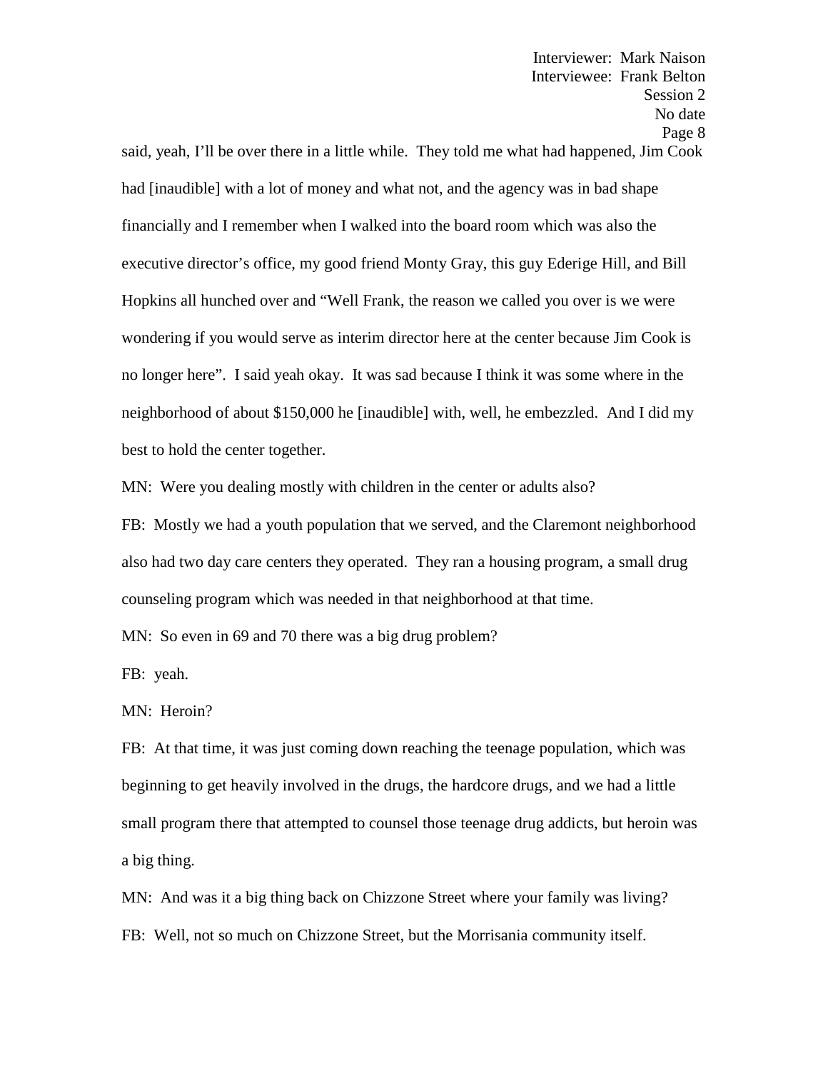said, yeah, I'll be over there in a little while. They told me what had happened, Jim Cook had [inaudible] with a lot of money and what not, and the agency was in bad shape financially and I remember when I walked into the board room which was also the executive director's office, my good friend Monty Gray, this guy Ederige Hill, and Bill Hopkins all hunched over and "Well Frank, the reason we called you over is we were wondering if you would serve as interim director here at the center because Jim Cook is no longer here". I said yeah okay. It was sad because I think it was some where in the neighborhood of about $150,000 he [inaudible] with, well, he embezzled. And I did my best to hold the center together.

MN: Were you dealing mostly with children in the center or adults also?

FB: Mostly we had a youth population that we served, and the Claremont neighborhood also had two day care centers they operated. They ran a housing program, a small drug counseling program which was needed in that neighborhood at that time.

MN: So even in 69 and 70 there was a big drug problem?

FB: yeah.

MN: Heroin?

FB: At that time, it was just coming down reaching the teenage population, which was beginning to get heavily involved in the drugs, the hardcore drugs, and we had a little small program there that attempted to counsel those teenage drug addicts, but heroin was a big thing.

MN: And was it a big thing back on Chizzone Street where your family was living?

FB: Well, not so much on Chizzone Street, but the Morrisania community itself.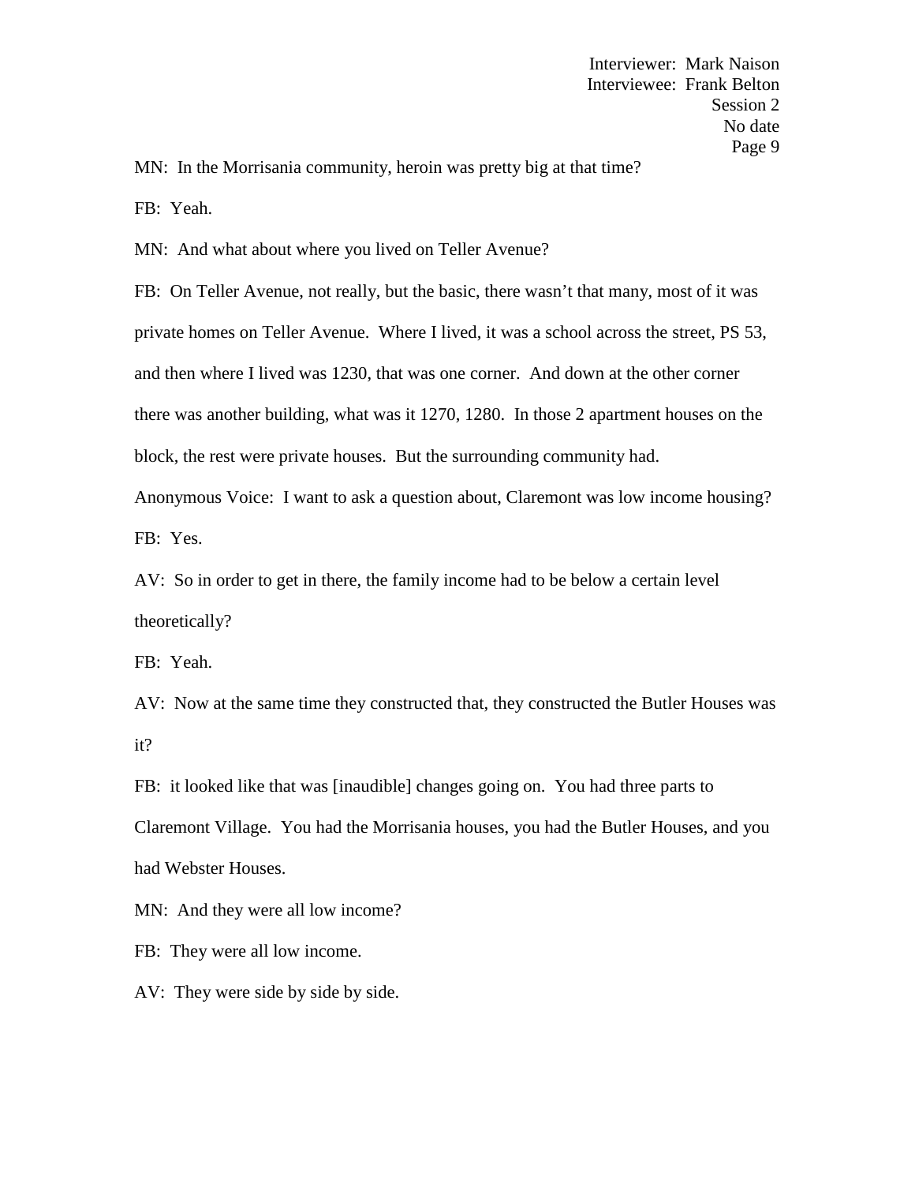MN: In the Morrisania community, heroin was pretty big at that time?

FB: Yeah.

MN: And what about where you lived on Teller Avenue?

FB: On Teller Avenue, not really, but the basic, there wasn't that many, most of it was private homes on Teller Avenue. Where I lived, it was a school across the street, PS 53, and then where I lived was 1230, that was one corner. And down at the other corner there was another building, what was it 1270, 1280. In those 2 apartment houses on the block, the rest were private houses. But the surrounding community had.

Anonymous Voice: I want to ask a question about, Claremont was low income housing?

FB: Yes.

AV: So in order to get in there, the family income had to be below a certain level theoretically?

FB: Yeah.

AV: Now at the same time they constructed that, they constructed the Butler Houses was it?

FB: it looked like that was [inaudible] changes going on. You had three parts to Claremont Village. You had the Morrisania houses, you had the Butler Houses, and you had Webster Houses.

MN: And they were all low income?

FB: They were all low income.

AV: They were side by side by side.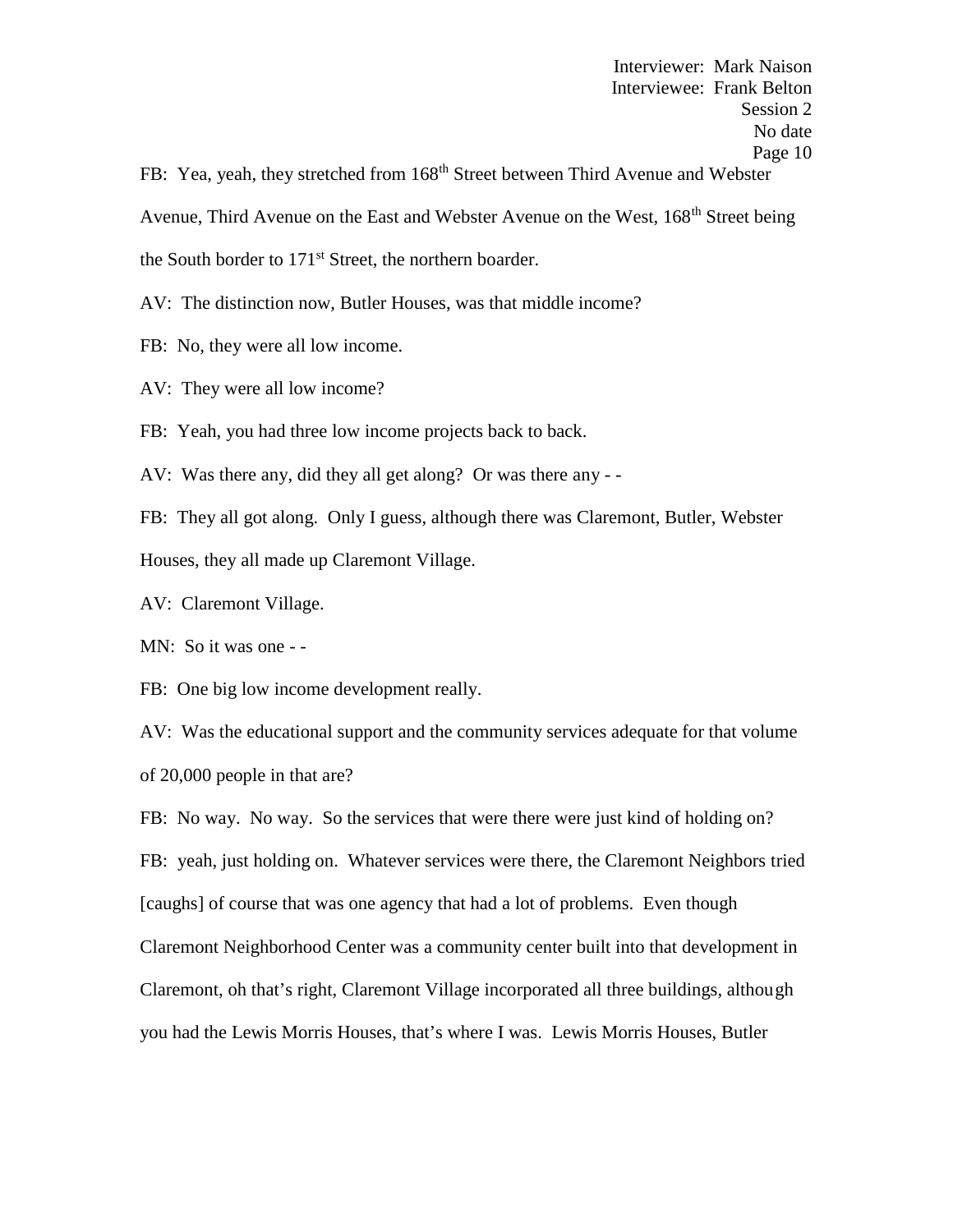FB: Yea, yeah, they stretched from 168th Street between Third Avenue and Webster Avenue, Third Avenue on the East and Webster Avenue on the West, 168th Street being the South border to 171st Street, the northern boarder.

AV: The distinction now, Butler Houses, was that middle income?

FB: No, they were all low income.

AV: They were all low income?

FB: Yeah, you had three low income projects back to back.

AV: Was there any, did they all get along? Or was there any - -

FB: They all got along. Only I guess, although there was Claremont, Butler, Webster Houses, they all made up Claremont Village.

AV: Claremont Village.

MN: So it was one - -

FB: One big low income development really.

AV: Was the educational support and the community services adequate for that volume of 20,000 people in that are?

FB: No way. No way. So the services that were there were just kind of holding on?

FB: yeah, just holding on. Whatever services were there, the Claremont Neighbors tried [caughs] of course that was one agency that had a lot of problems. Even though Claremont Neighborhood Center was a community center built into that development in Claremont, oh that's right, Claremont Village incorporated all three buildings, although you had the Lewis Morris Houses, that's where I was. Lewis Morris Houses, Butler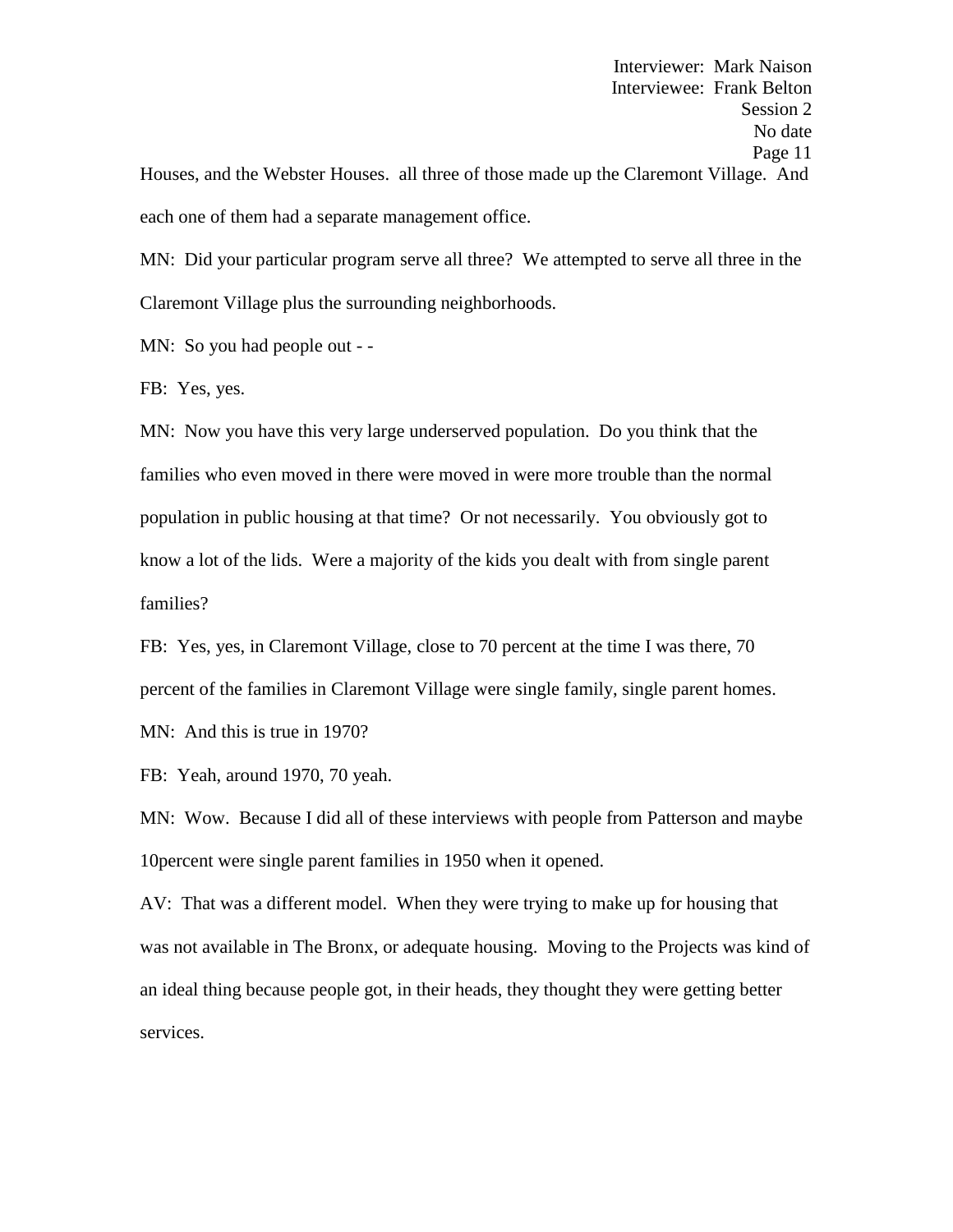Houses, and the Webster Houses. all three of those made up the Claremont Village. And each one of them had a separate management office.

MN: Did your particular program serve all three? We attempted to serve all three in the Claremont Village plus the surrounding neighborhoods.

MN: So you had people out - -

FB: Yes, yes.

MN: Now you have this very large underserved population. Do you think that the families who even moved in there were moved in were more trouble than the normal population in public housing at that time? Or not necessarily. You obviously got to know a lot of the lids. Were a majority of the kids you dealt with from single parent families?

FB: Yes, yes, in Claremont Village, close to 70 percent at the time I was there, 70 percent of the families in Claremont Village were single family, single parent homes.

MN: And this is true in 1970?

FB: Yeah, around 1970, 70 yeah.

MN: Wow. Because I did all of these interviews with people from Patterson and maybe 10percent were single parent families in 1950 when it opened.

AV: That was a different model. When they were trying to make up for housing that was not available in The Bronx, or adequate housing. Moving to the Projects was kind of an ideal thing because people got, in their heads, they thought they were getting better services.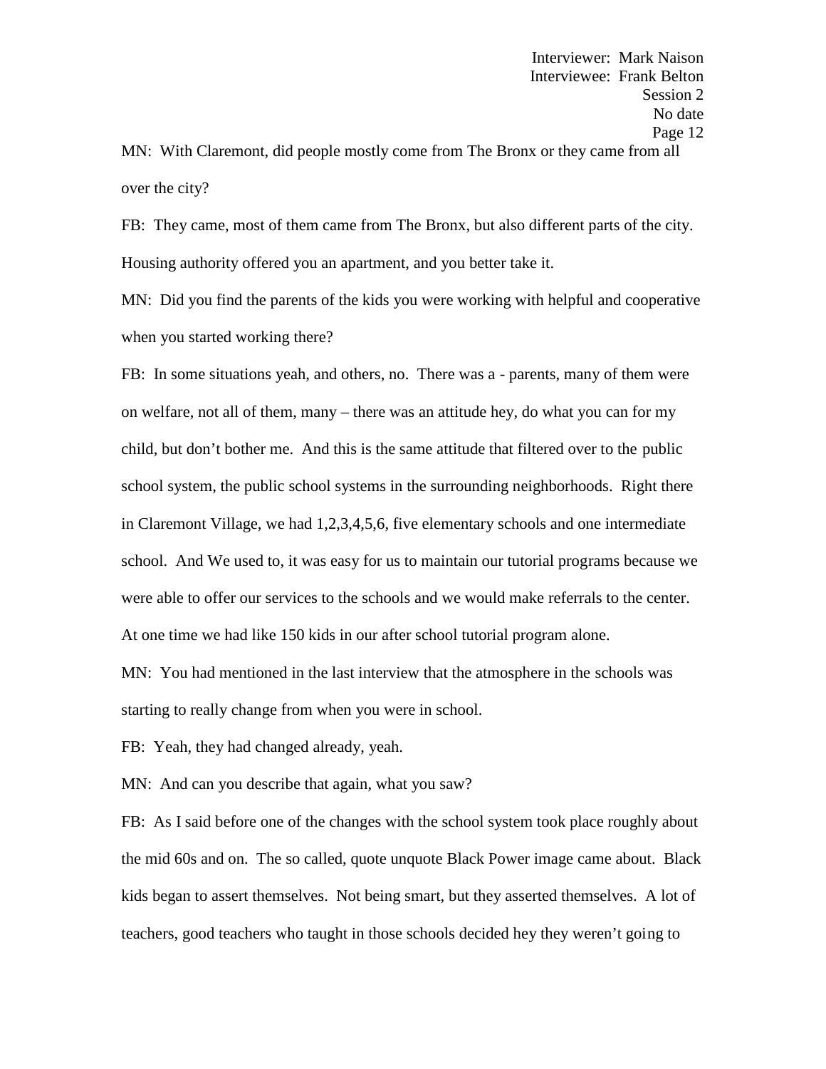MN: With Claremont, did people mostly come from The Bronx or they came from all over the city?

FB: They came, most of them came from The Bronx, but also different parts of the city. Housing authority offered you an apartment, and you better take it.

MN: Did you find the parents of the kids you were working with helpful and cooperative when you started working there?

FB: In some situations yeah, and others, no. There was a - parents, many of them were on welfare, not all of them, many – there was an attitude hey, do what you can for my child, but don't bother me. And this is the same attitude that filtered over to the public school system, the public school systems in the surrounding neighborhoods. Right there in Claremont Village, we had 1,2,3,4,5,6, five elementary schools and one intermediate school. And We used to, it was easy for us to maintain our tutorial programs because we were able to offer our services to the schools and we would make referrals to the center. At one time we had like 150 kids in our after school tutorial program alone.

MN: You had mentioned in the last interview that the atmosphere in the schools was starting to really change from when you were in school.

FB: Yeah, they had changed already, yeah.

MN: And can you describe that again, what you saw?

FB: As I said before one of the changes with the school system took place roughly about the mid 60s and on. The so called, quote unquote Black Power image came about. Black kids began to assert themselves. Not being smart, but they asserted themselves. A lot of teachers, good teachers who taught in those schools decided hey they weren't going to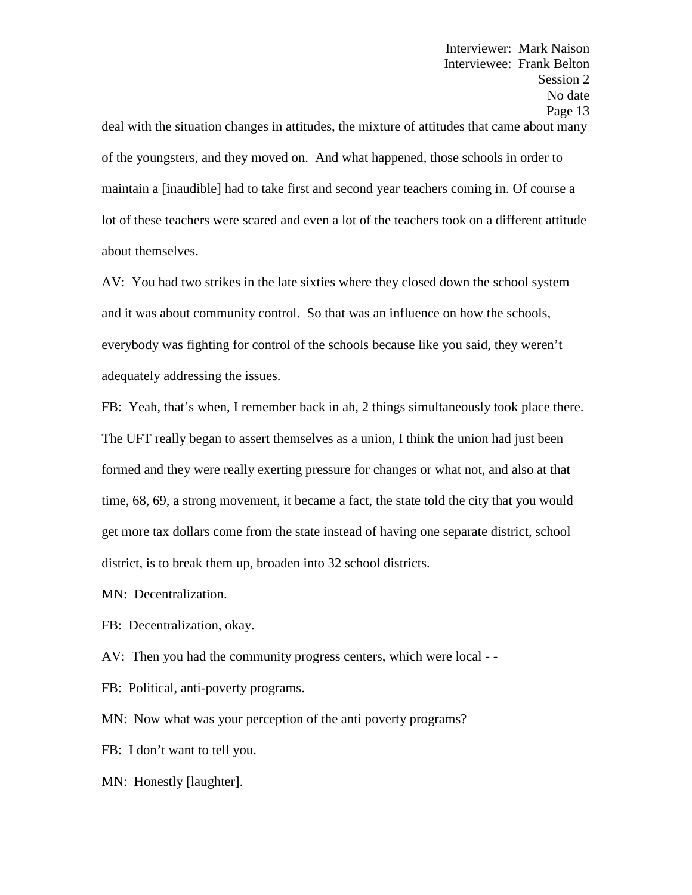deal with the situation changes in attitudes, the mixture of attitudes that came about many of the youngsters, and they moved on. And what happened, those schools in order to maintain a [inaudible] had to take first and second year teachers coming in. Of course a lot of these teachers were scared and even a lot of the teachers took on a different attitude about themselves.

AV: You had two strikes in the late sixties where they closed down the school system and it was about community control. So that was an influence on how the schools, everybody was fighting for control of the schools because like you said, they weren't adequately addressing the issues.

FB: Yeah, that's when, I remember back in ah, 2 things simultaneously took place there. The UFT really began to assert themselves as a union, I think the union had just been formed and they were really exerting pressure for changes or what not, and also at that time, 68, 69, a strong movement, it became a fact, the state told the city that you would get more tax dollars come from the state instead of having one separate district, school district, is to break them up, broaden into 32 school districts.

MN: Decentralization.

FB: Decentralization, okay.

AV: Then you had the community progress centers, which were local - -

FB: Political, anti-poverty programs.

MN: Now what was your perception of the anti poverty programs?

FB: I don't want to tell you.

MN: Honestly [laughter].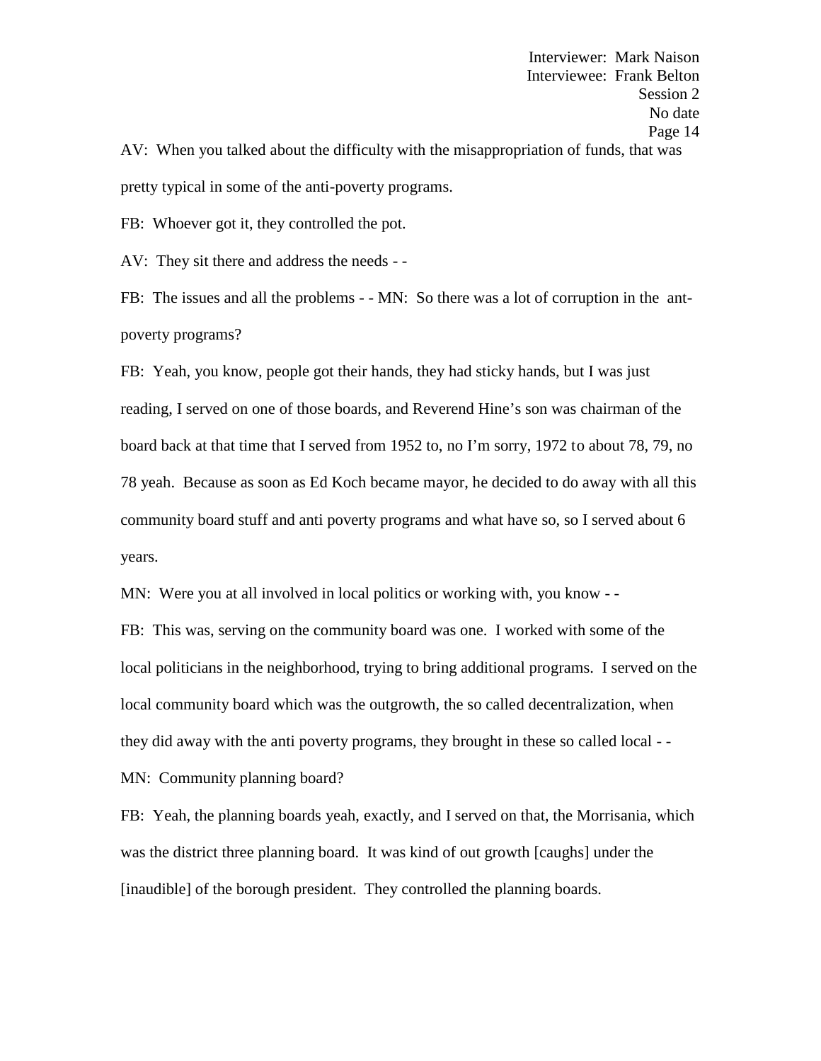AV: When you talked about the difficulty with the misappropriation of funds, that was pretty typical in some of the anti-poverty programs.

FB: Whoever got it, they controlled the pot.

AV: They sit there and address the needs - -

FB: The issues and all the problems - - MN: So there was a lot of corruption in the ant-poverty programs?

FB: Yeah, you know, people got their hands, they had sticky hands, but I was just reading, I served on one of those boards, and Reverend Hine's son was chairman of the board back at that time that I served from 1952 to, no I'm sorry, 1972 to about 78, 79, no 78 yeah. Because as soon as Ed Koch became mayor, he decided to do away with all this community board stuff and anti poverty programs and what have so, so I served about 6 years.

MN: Were you at all involved in local politics or working with, you know - -

FB: This was, serving on the community board was one. I worked with some of the local politicians in the neighborhood, trying to bring additional programs. I served on the local community board which was the outgrowth, the so called decentralization, when they did away with the anti poverty programs, they brought in these so called local - -

MN: Community planning board?

FB: Yeah, the planning boards yeah, exactly, and I served on that, the Morrisania, which was the district three planning board. It was kind of out growth [caughs] under the [inaudible] of the borough president. They controlled the planning boards.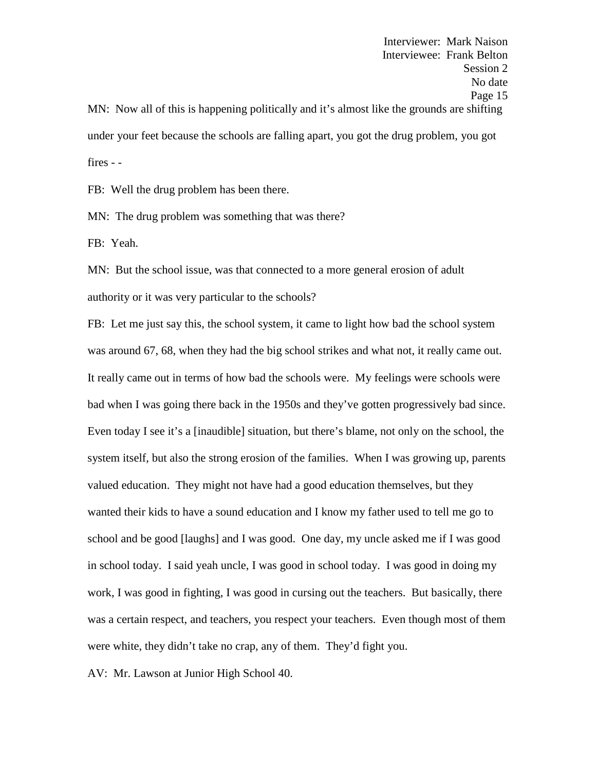MN: Now all of this is happening politically and it's almost like the grounds are shifting under your feet because the schools are falling apart, you got the drug problem, you got fires - -

FB: Well the drug problem has been there.

MN: The drug problem was something that was there?

FB: Yeah.

MN: But the school issue, was that connected to a more general erosion of adult authority or it was very particular to the schools?

FB: Let me just say this, the school system, it came to light how bad the school system was around 67, 68, when they had the big school strikes and what not, it really came out. It really came out in terms of how bad the schools were. My feelings were schools were bad when I was going there back in the 1950s and they've gotten progressively bad since. Even today I see it's a [inaudible] situation, but there's blame, not only on the school, the system itself, but also the strong erosion of the families. When I was growing up, parents valued education. They might not have had a good education themselves, but they wanted their kids to have a sound education and I know my father used to tell me go to school and be good [laughs] and I was good. One day, my uncle asked me if I was good in school today. I said yeah uncle, I was good in school today. I was good in doing my work, I was good in fighting, I was good in cursing out the teachers. But basically, there was a certain respect, and teachers, you respect your teachers. Even though most of them were white, they didn't take no crap, any of them. They'd fight you.

AV: Mr. Lawson at Junior High School 40.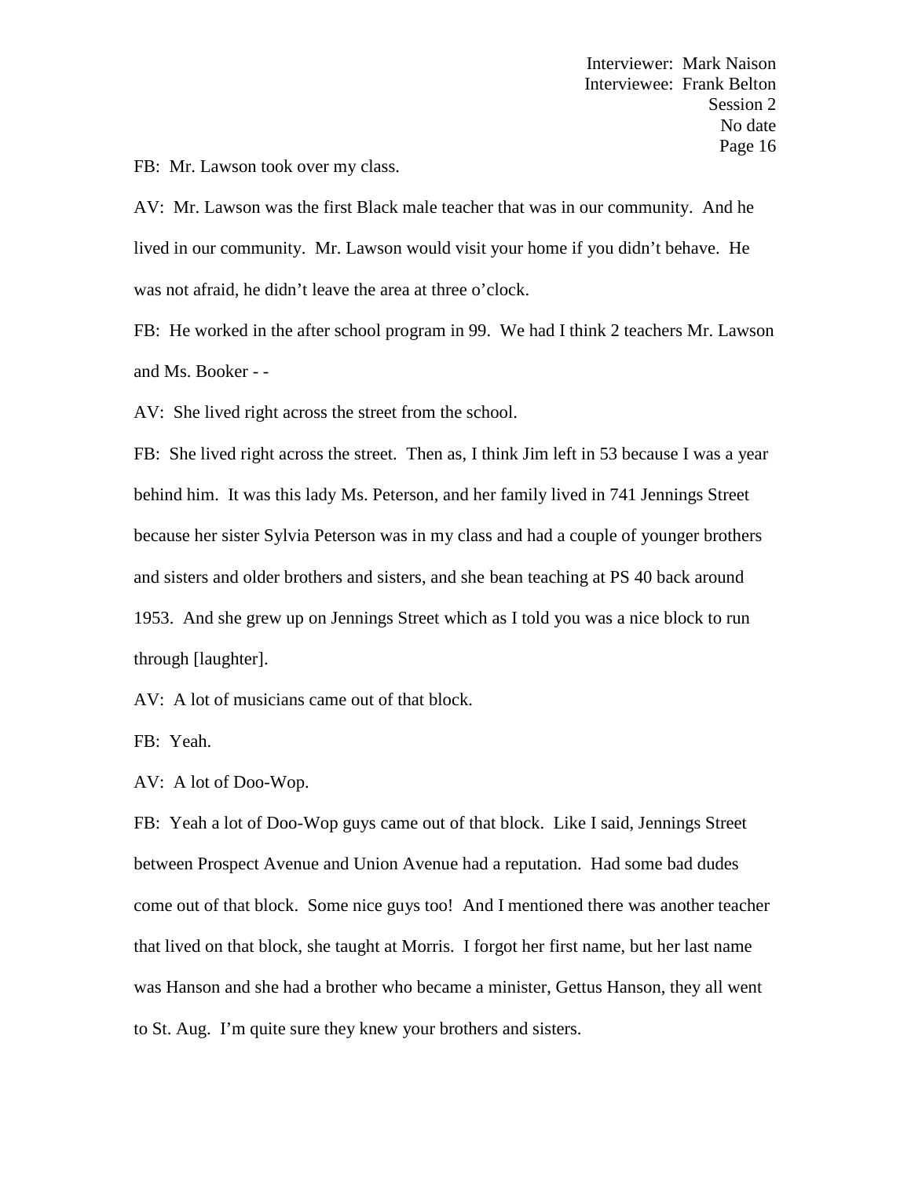FB: Mr. Lawson took over my class.

AV: Mr. Lawson was the first Black male teacher that was in our community. And he lived in our community. Mr. Lawson would visit your home if you didn't behave. He was not afraid, he didn't leave the area at three o'clock.

FB: He worked in the after school program in 99. We had I think 2 teachers Mr. Lawson and Ms. Booker - -

AV: She lived right across the street from the school.

FB: She lived right across the street. Then as, I think Jim left in 53 because I was a year behind him. It was this lady Ms. Peterson, and her family lived in 741 Jennings Street because her sister Sylvia Peterson was in my class and had a couple of younger brothers and sisters and older brothers and sisters, and she bean teaching at PS 40 back around 1953. And she grew up on Jennings Street which as I told you was a nice block to run through [laughter].

AV: A lot of musicians came out of that block.

FB: Yeah.

AV: A lot of Doo-Wop.

FB: Yeah a lot of Doo-Wop guys came out of that block. Like I said, Jennings Street between Prospect Avenue and Union Avenue had a reputation. Had some bad dudes come out of that block. Some nice guys too! And I mentioned there was another teacher that lived on that block, she taught at Morris. I forgot her first name, but her last name was Hanson and she had a brother who became a minister, Gettus Hanson, they all went to St. Aug. I'm quite sure they knew your brothers and sisters.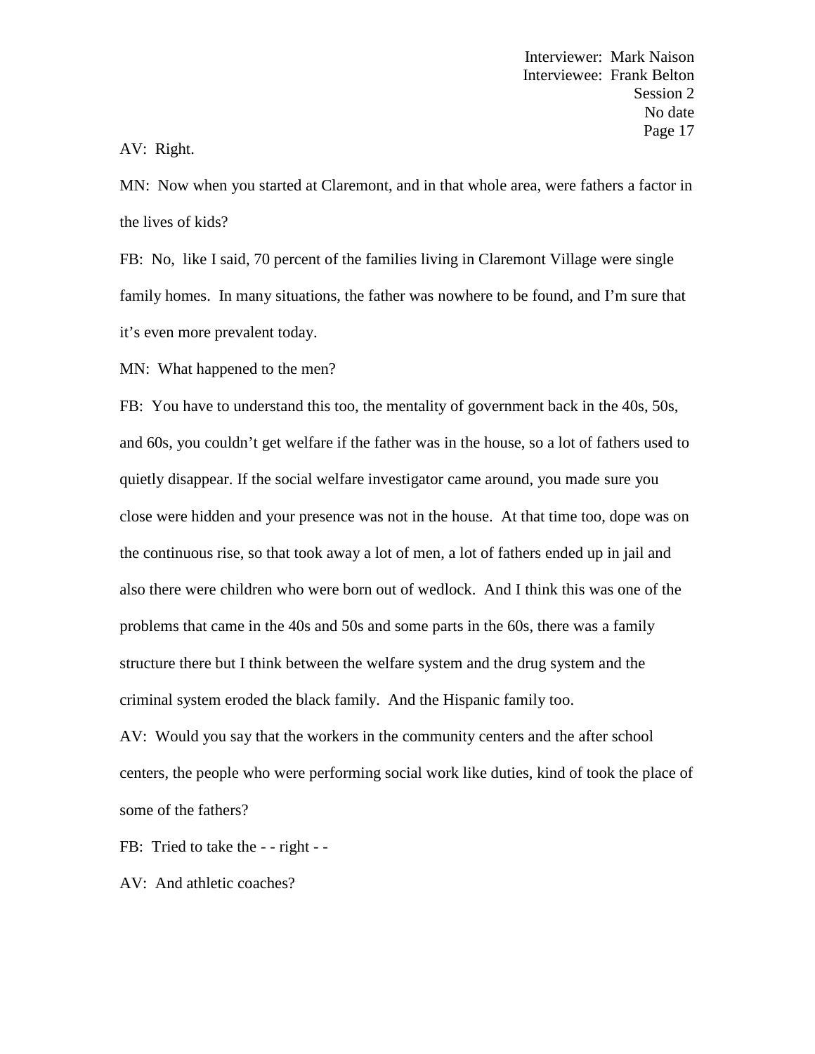AV: Right.

MN: Now when you started at Claremont, and in that whole area, were fathers a factor in the lives of kids?

FB: No, like I said, 70 percent of the families living in Claremont Village were single family homes. In many situations, the father was nowhere to be found, and I'm sure that it's even more prevalent today.

MN: What happened to the men?

FB: You have to understand this too, the mentality of government back in the 40s, 50s, and 60s, you couldn't get welfare if the father was in the house, so a lot of fathers used to quietly disappear. If the social welfare investigator came around, you made sure you close were hidden and your presence was not in the house. At that time too, dope was on the continuous rise, so that took away a lot of men, a lot of fathers ended up in jail and also there were children who were born out of wedlock. And I think this was one of the problems that came in the 40s and 50s and some parts in the 60s, there was a family structure there but I think between the welfare system and the drug system and the criminal system eroded the black family. And the Hispanic family too.

AV: Would you say that the workers in the community centers and the after school centers, the people who were performing social work like duties, kind of took the place of some of the fathers?

FB: Tried to take the - - right - -

AV: And athletic coaches?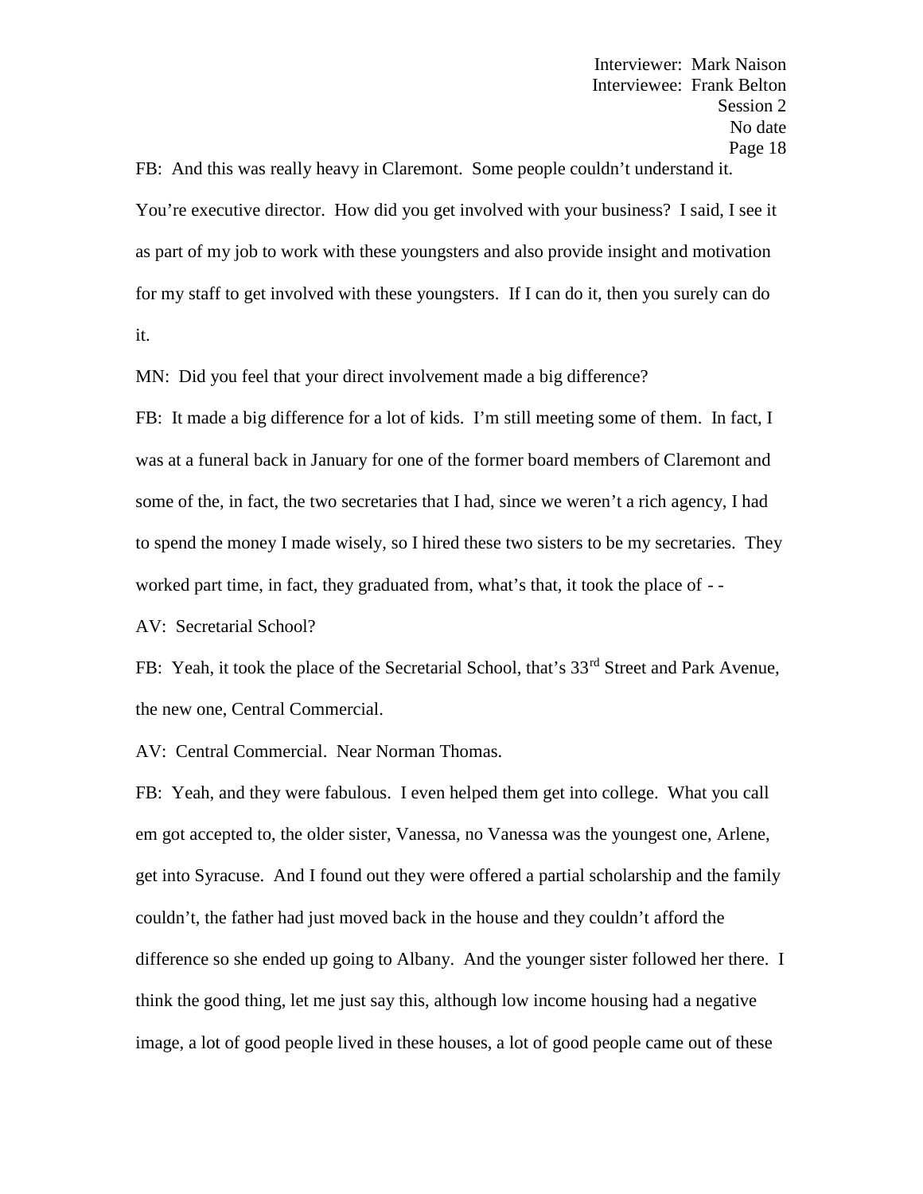FB: And this was really heavy in Claremont. Some people couldn't understand it. You're executive director. How did you get involved with your business? I said, I see it as part of my job to work with these youngsters and also provide insight and motivation for my staff to get involved with these youngsters. If I can do it, then you surely can do it.

MN: Did you feel that your direct involvement made a big difference?

FB: It made a big difference for a lot of kids. I'm still meeting some of them. In fact, I was at a funeral back in January for one of the former board members of Claremont and some of the, in fact, the two secretaries that I had, since we weren't a rich agency, I had to spend the money I made wisely, so I hired these two sisters to be my secretaries. They worked part time, in fact, they graduated from, what's that, it took the place of - -

AV: Secretarial School?

FB: Yeah, it took the place of the Secretarial School, that's 33rd Street and Park Avenue, the new one, Central Commercial.

AV: Central Commercial. Near Norman Thomas.

FB: Yeah, and they were fabulous. I even helped them get into college. What you call em got accepted to, the older sister, Vanessa, no Vanessa was the youngest one, Arlene, get into Syracuse. And I found out they were offered a partial scholarship and the family couldn't, the father had just moved back in the house and they couldn't afford the difference so she ended up going to Albany. And the younger sister followed her there. I think the good thing, let me just say this, although low income housing had a negative image, a lot of good people lived in these houses, a lot of good people came out of these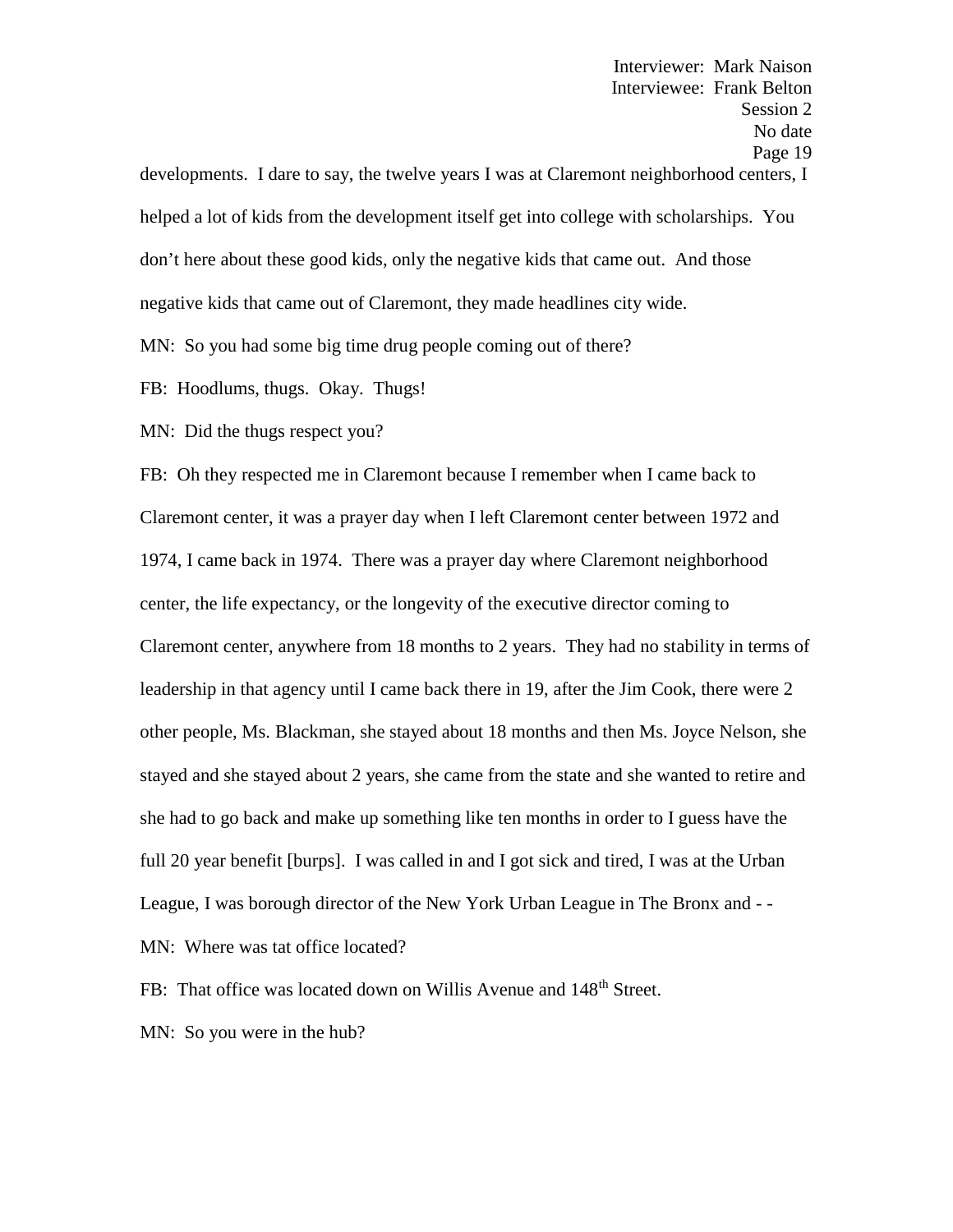developments. I dare to say, the twelve years I was at Claremont neighborhood centers, I helped a lot of kids from the development itself get into college with scholarships. You don't here about these good kids, only the negative kids that came out. And those negative kids that came out of Claremont, they made headlines city wide.

MN: So you had some big time drug people coming out of there?

FB: Hoodlums, thugs. Okay. Thugs!

MN: Did the thugs respect you?

FB: Oh they respected me in Claremont because I remember when I came back to Claremont center, it was a prayer day when I left Claremont center between 1972 and 1974, I came back in 1974. There was a prayer day where Claremont neighborhood center, the life expectancy, or the longevity of the executive director coming to Claremont center, anywhere from 18 months to 2 years. They had no stability in terms of leadership in that agency until I came back there in 19, after the Jim Cook, there were 2 other people, Ms. Blackman, she stayed about 18 months and then Ms. Joyce Nelson, she stayed and she stayed about 2 years, she came from the state and she wanted to retire and she had to go back and make up something like ten months in order to I guess have the full 20 year benefit [burps]. I was called in and I got sick and tired, I was at the Urban League, I was borough director of the New York Urban League in The Bronx and - -

MN: Where was tat office located?

FB: That office was located down on Willis Avenue and 148th Street.

MN: So you were in the hub?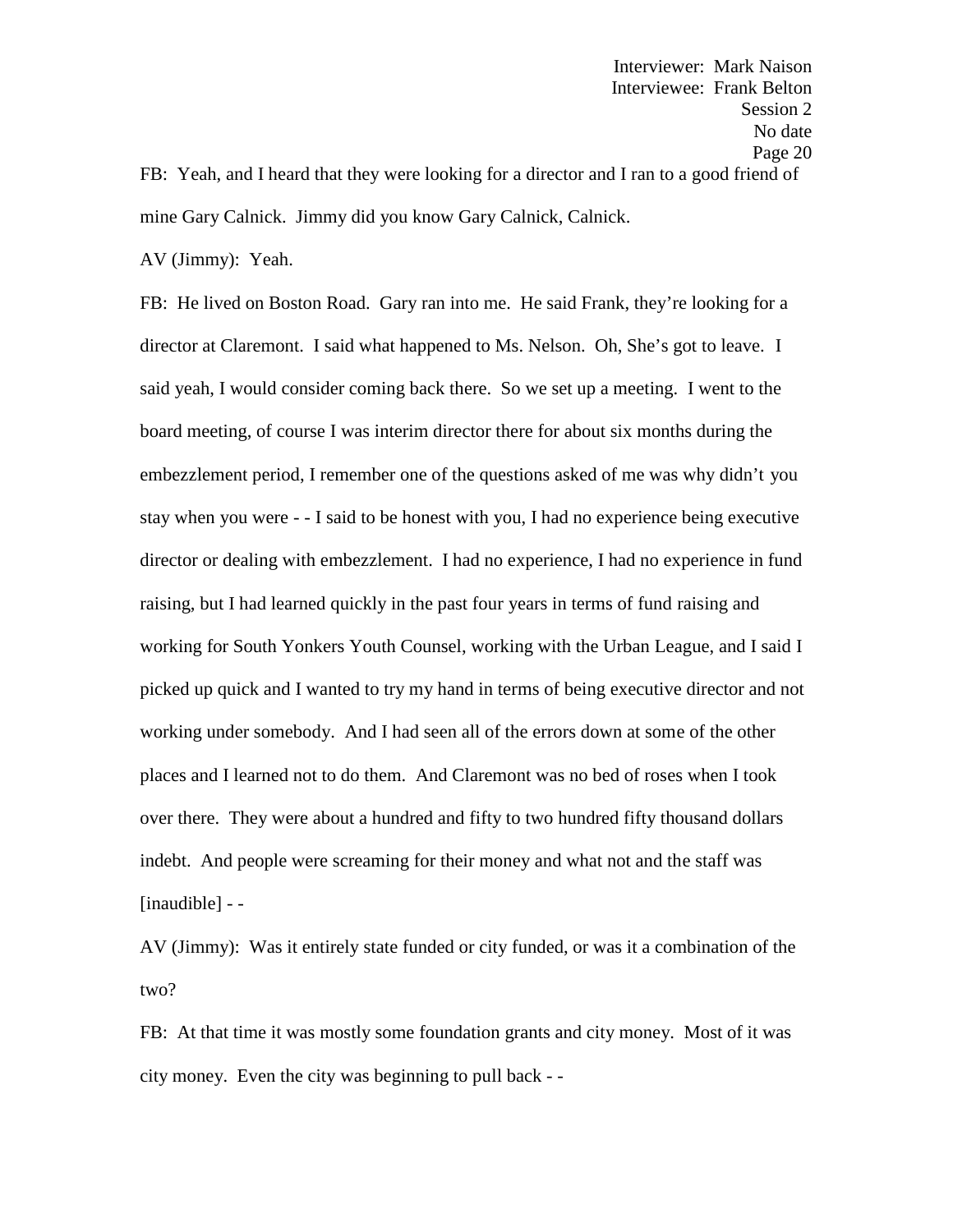FB: Yeah, and I heard that they were looking for a director and I ran to a good friend of mine Gary Calnick. Jimmy did you know Gary Calnick, Calnick.

AV (Jimmy): Yeah.

FB: He lived on Boston Road. Gary ran into me. He said Frank, they're looking for a director at Claremont. I said what happened to Ms. Nelson. Oh, She's got to leave. I said yeah, I would consider coming back there. So we set up a meeting. I went to the board meeting, of course I was interim director there for about six months during the embezzlement period, I remember one of the questions asked of me was why didn't you stay when you were - - I said to be honest with you, I had no experience being executive director or dealing with embezzlement. I had no experience, I had no experience in fund raising, but I had learned quickly in the past four years in terms of fund raising and working for South Yonkers Youth Counsel, working with the Urban League, and I said I picked up quick and I wanted to try my hand in terms of being executive director and not working under somebody. And I had seen all of the errors down at some of the other places and I learned not to do them. And Claremont was no bed of roses when I took over there. They were about a hundred and fifty to two hundred fifty thousand dollars indebt. And people were screaming for their money and what not and the staff was [inaudible] - -

AV (Jimmy): Was it entirely state funded or city funded, or was it a combination of the two?

FB: At that time it was mostly some foundation grants and city money. Most of it was city money. Even the city was beginning to pull back - -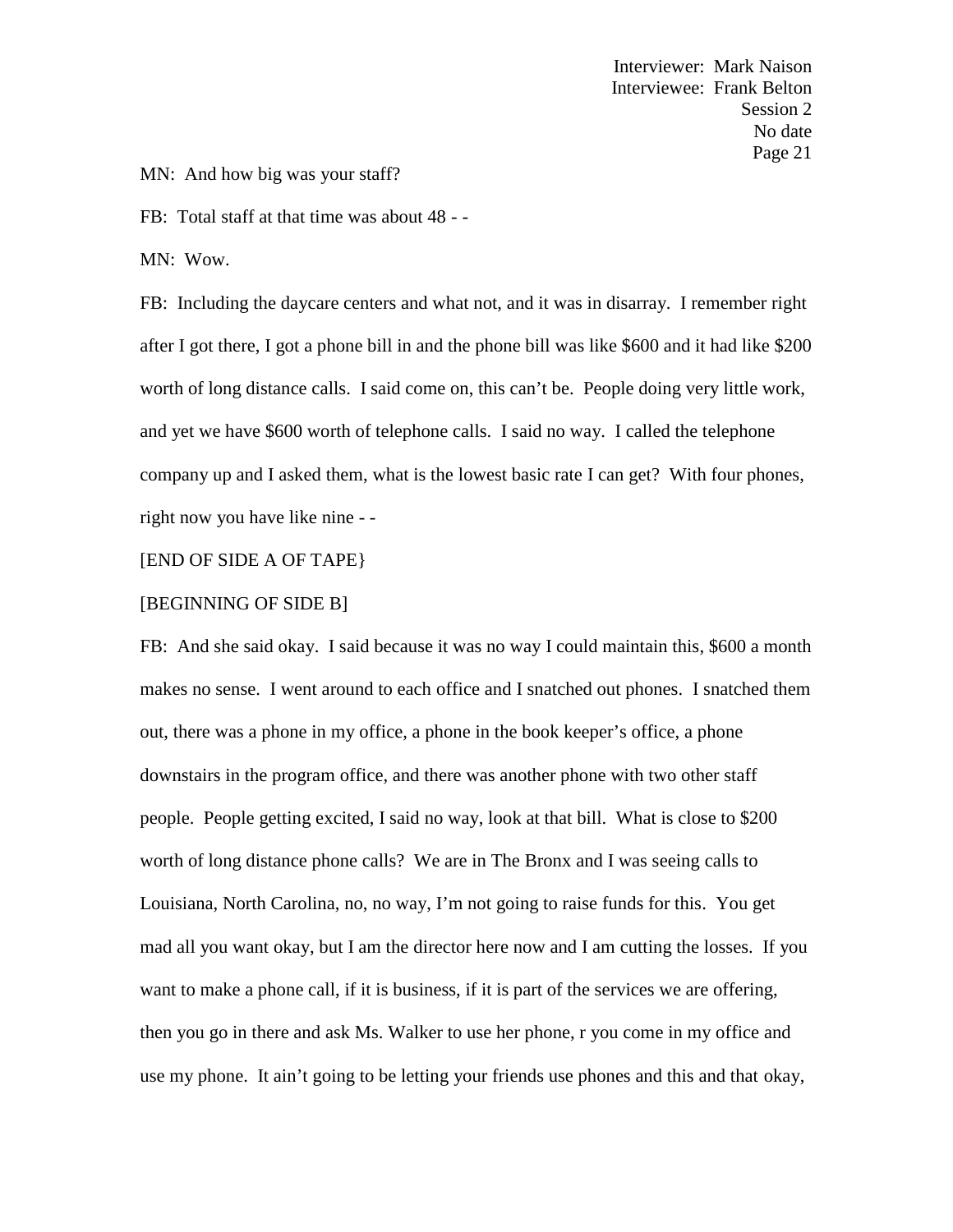MN: And how big was your staff?

FB: Total staff at that time was about 48 - -

MN: Wow.

FB: Including the daycare centers and what not, and it was in disarray. I remember right after I got there, I got a phone bill in and the phone bill was like $600 and it had like $200 worth of long distance calls. I said come on, this can't be. People doing very little work, and yet we have $600 worth of telephone calls. I said no way. I called the telephone company up and I asked them, what is the lowest basic rate I can get? With four phones, right now you have like nine - -

[END OF SIDE A OF TAPE}

[BEGINNING OF SIDE B]

FB: And she said okay. I said because it was no way I could maintain this, $600 a month makes no sense. I went around to each office and I snatched out phones. I snatched them out, there was a phone in my office, a phone in the book keeper's office, a phone downstairs in the program office, and there was another phone with two other staff people. People getting excited, I said no way, look at that bill. What is close to $200 worth of long distance phone calls? We are in The Bronx and I was seeing calls to Louisiana, North Carolina, no, no way, I'm not going to raise funds for this. You get mad all you want okay, but I am the director here now and I am cutting the losses. If you want to make a phone call, if it is business, if it is part of the services we are offering, then you go in there and ask Ms. Walker to use her phone, r you come in my office and use my phone. It ain't going to be letting your friends use phones and this and that okay,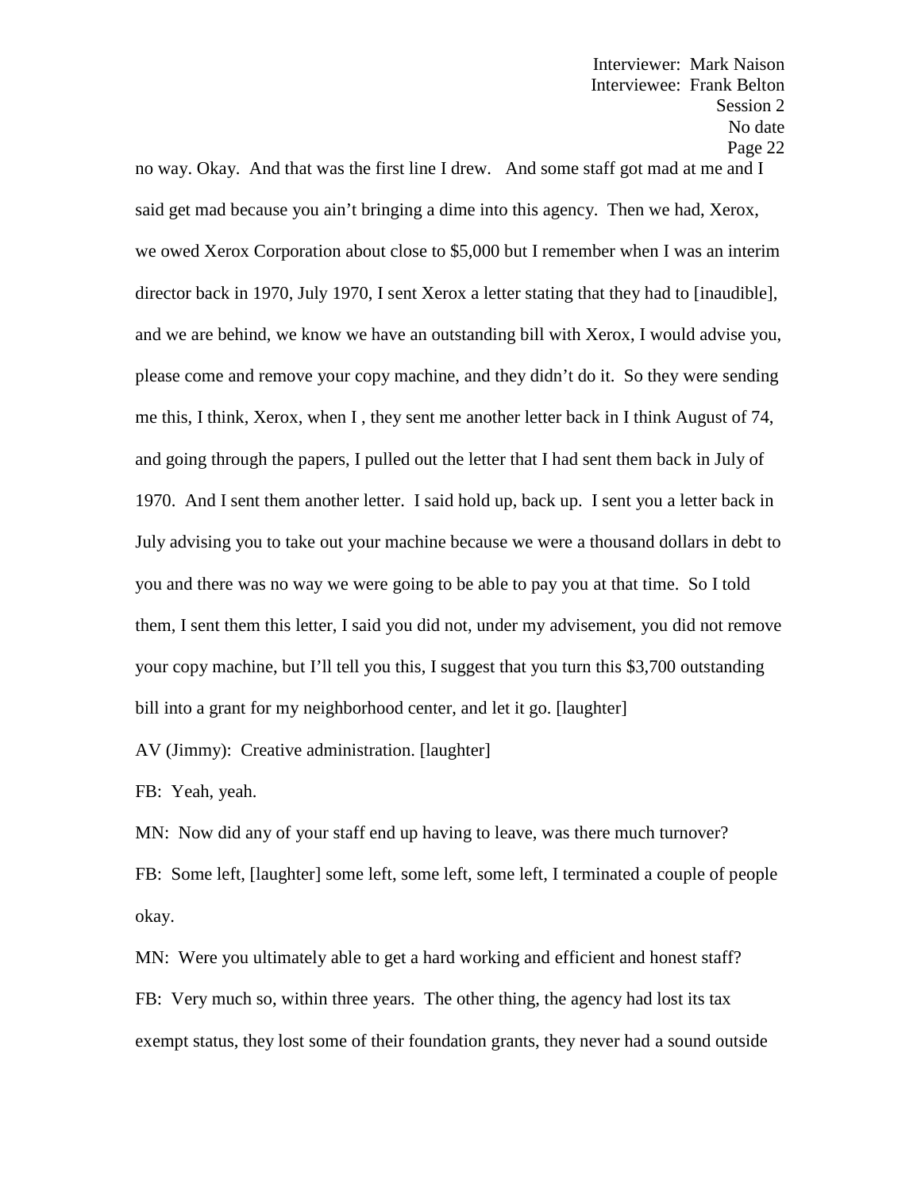no way. Okay. And that was the first line I drew. And some staff got mad at me and I said get mad because you ain't bringing a dime into this agency. Then we had, Xerox, we owed Xerox Corporation about close to $5,000 but I remember when I was an interim director back in 1970, July 1970, I sent Xerox a letter stating that they had to [inaudible], and we are behind, we know we have an outstanding bill with Xerox, I would advise you, please come and remove your copy machine, and they didn't do it. So they were sending me this, I think, Xerox, when I , they sent me another letter back in I think August of 74, and going through the papers, I pulled out the letter that I had sent them back in July of 1970. And I sent them another letter. I said hold up, back up. I sent you a letter back in July advising you to take out your machine because we were a thousand dollars in debt to you and there was no way we were going to be able to pay you at that time. So I told them, I sent them this letter, I said you did not, under my advisement, you did not remove your copy machine, but I'll tell you this, I suggest that you turn this $3,700 outstanding bill into a grant for my neighborhood center, and let it go. [laughter]

AV (Jimmy): Creative administration. [laughter]

FB: Yeah, yeah.

MN: Now did any of your staff end up having to leave, was there much turnover?

FB: Some left, [laughter] some left, some left, some left, I terminated a couple of people okay.

MN: Were you ultimately able to get a hard working and efficient and honest staff?

FB: Very much so, within three years. The other thing, the agency had lost its tax exempt status, they lost some of their foundation grants, they never had a sound outside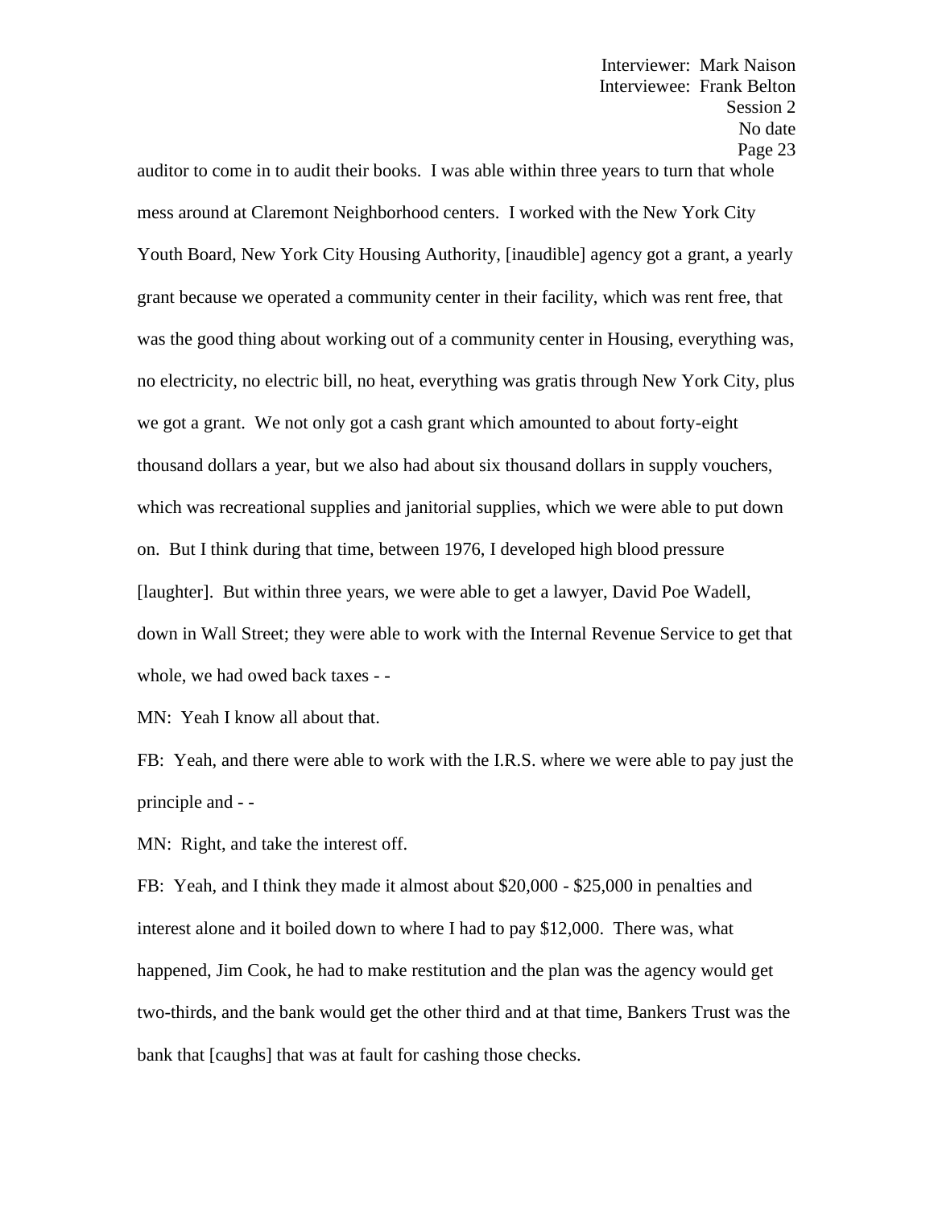auditor to come in to audit their books. I was able within three years to turn that whole mess around at Claremont Neighborhood centers. I worked with the New York City Youth Board, New York City Housing Authority, [inaudible] agency got a grant, a yearly grant because we operated a community center in their facility, which was rent free, that was the good thing about working out of a community center in Housing, everything was, no electricity, no electric bill, no heat, everything was gratis through New York City, plus we got a grant. We not only got a cash grant which amounted to about forty-eight thousand dollars a year, but we also had about six thousand dollars in supply vouchers, which was recreational supplies and janitorial supplies, which we were able to put down on. But I think during that time, between 1976, I developed high blood pressure [laughter]. But within three years, we were able to get a lawyer, David Poe Wadell, down in Wall Street; they were able to work with the Internal Revenue Service to get that whole, we had owed back taxes - -

MN: Yeah I know all about that.

FB: Yeah, and there were able to work with the I.R.S. where we were able to pay just the principle and - -

MN: Right, and take the interest off.

FB: Yeah, and I think they made it almost about $20,000 - $25,000 in penalties and interest alone and it boiled down to where I had to pay $12,000. There was, what happened, Jim Cook, he had to make restitution and the plan was the agency would get two-thirds, and the bank would get the other third and at that time, Bankers Trust was the bank that [caughs] that was at fault for cashing those checks.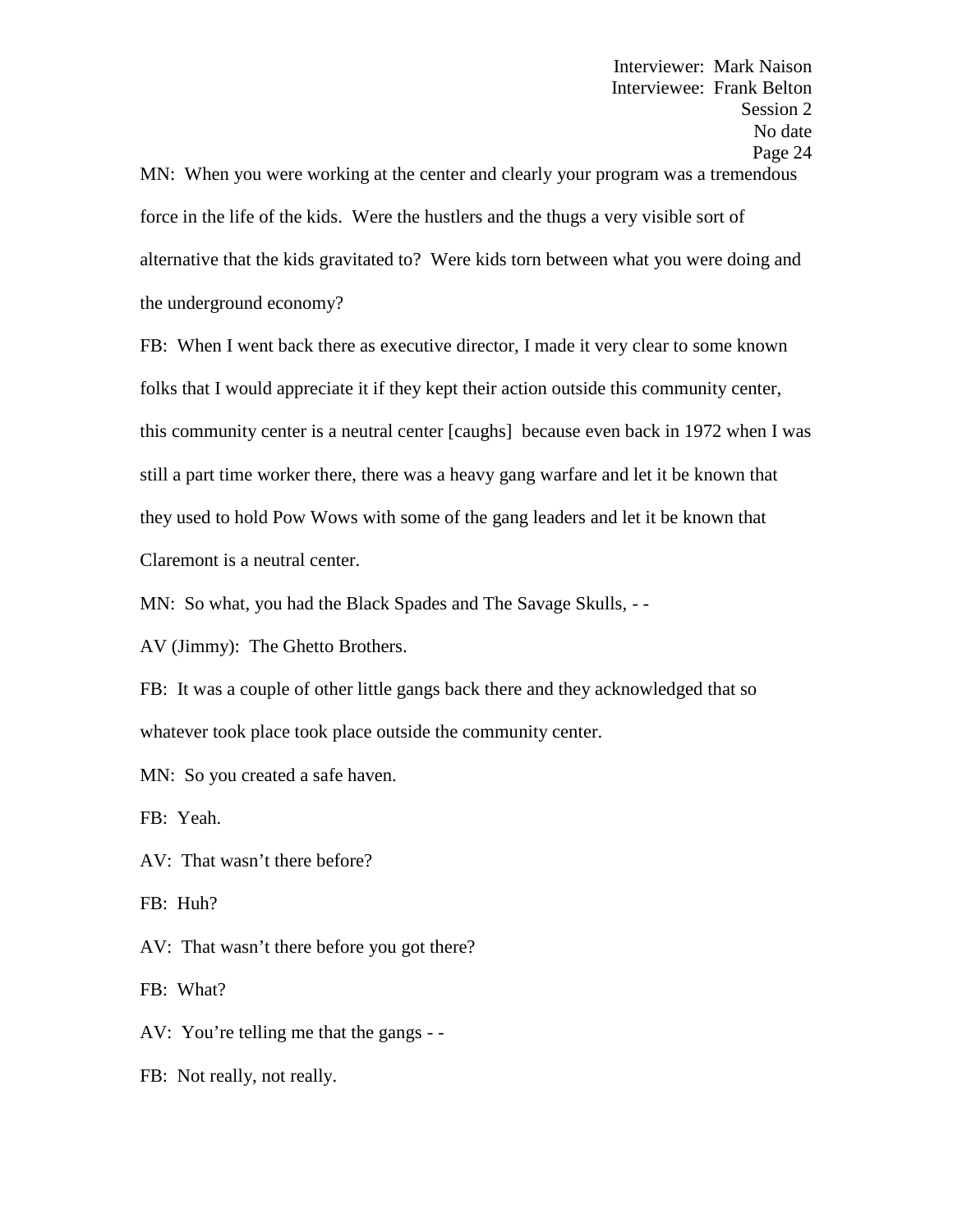MN: When you were working at the center and clearly your program was a tremendous force in the life of the kids. Were the hustlers and the thugs a very visible sort of alternative that the kids gravitated to? Were kids torn between what you were doing and the underground economy?

FB: When I went back there as executive director, I made it very clear to some known folks that I would appreciate it if they kept their action outside this community center, this community center is a neutral center [caughs] because even back in 1972 when I was still a part time worker there, there was a heavy gang warfare and let it be known that they used to hold Pow Wows with some of the gang leaders and let it be known that Claremont is a neutral center.

MN: So what, you had the Black Spades and The Savage Skulls, - -

AV (Jimmy): The Ghetto Brothers.

FB: It was a couple of other little gangs back there and they acknowledged that so whatever took place took place outside the community center.

MN: So you created a safe haven.

FB: Yeah.

AV: That wasn't there before?

FB: Huh?

AV: That wasn't there before you got there?

FB: What?

AV: You're telling me that the gangs - -

FB: Not really, not really.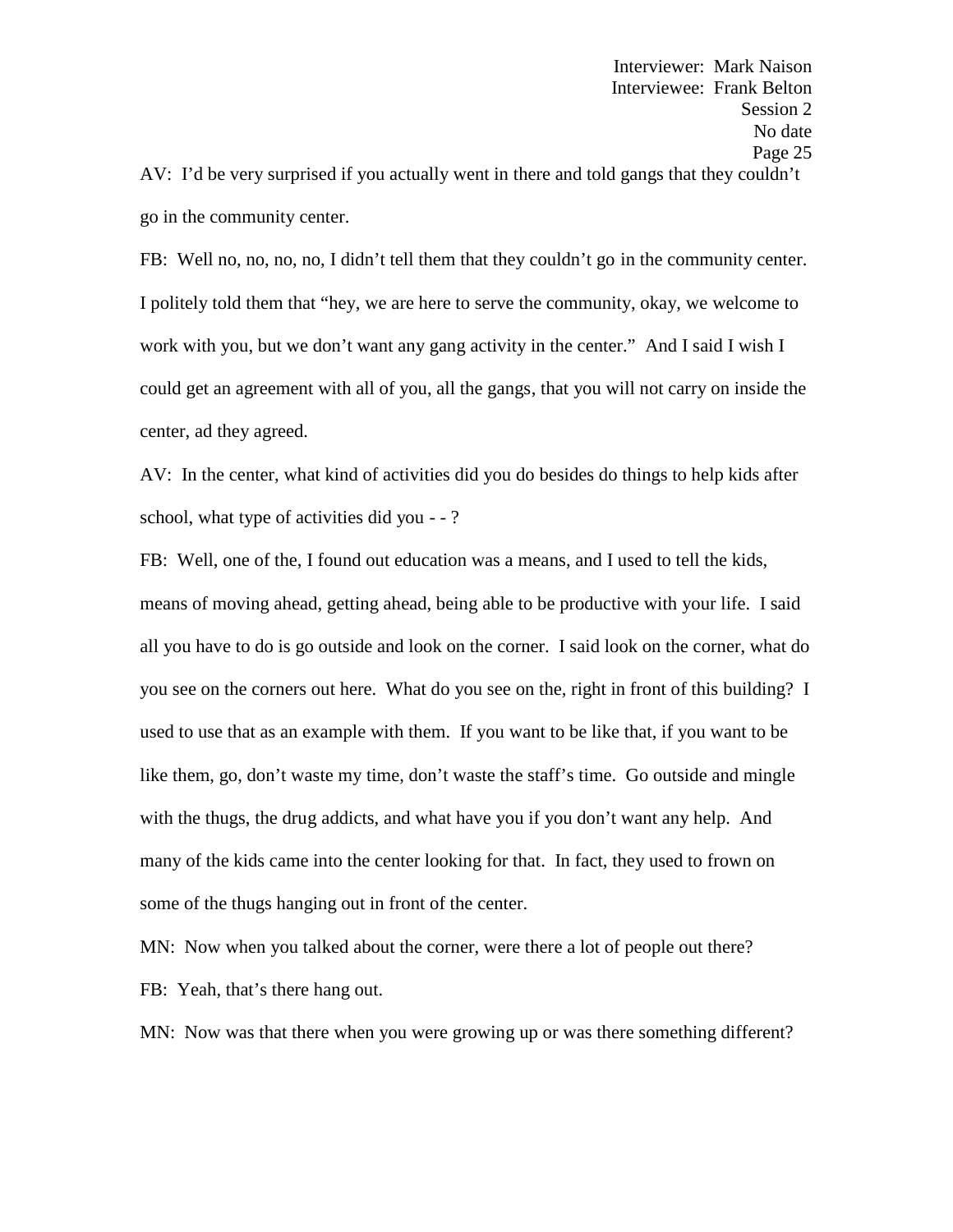AV: I'd be very surprised if you actually went in there and told gangs that they couldn't go in the community center.

FB: Well no, no, no, no, I didn't tell them that they couldn't go in the community center. I politely told them that "hey, we are here to serve the community, okay, we welcome to work with you, but we don't want any gang activity in the center." And I said I wish I could get an agreement with all of you, all the gangs, that you will not carry on inside the center, ad they agreed.

AV: In the center, what kind of activities did you do besides do things to help kids after school, what type of activities did you - - ?

FB: Well, one of the, I found out education was a means, and I used to tell the kids, means of moving ahead, getting ahead, being able to be productive with your life. I said all you have to do is go outside and look on the corner. I said look on the corner, what do you see on the corners out here. What do you see on the, right in front of this building? I used to use that as an example with them. If you want to be like that, if you want to be like them, go, don't waste my time, don't waste the staff's time. Go outside and mingle with the thugs, the drug addicts, and what have you if you don't want any help. And many of the kids came into the center looking for that. In fact, they used to frown on some of the thugs hanging out in front of the center.

MN: Now when you talked about the corner, were there a lot of people out there?

FB: Yeah, that's there hang out.

MN: Now was that there when you were growing up or was there something different?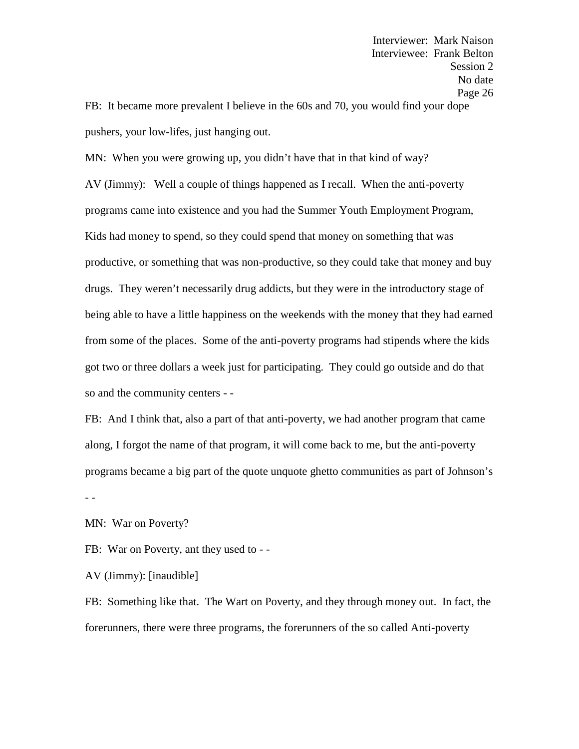FB: It became more prevalent I believe in the 60s and 70, you would find your dope pushers, your low-lifes, just hanging out.

MN: When you were growing up, you didn't have that in that kind of way?

AV (Jimmy): Well a couple of things happened as I recall. When the anti-poverty programs came into existence and you had the Summer Youth Employment Program, Kids had money to spend, so they could spend that money on something that was productive, or something that was non-productive, so they could take that money and buy drugs. They weren't necessarily drug addicts, but they were in the introductory stage of being able to have a little happiness on the weekends with the money that they had earned from some of the places. Some of the anti-poverty programs had stipends where the kids got two or three dollars a week just for participating. They could go outside and do that so and the community centers - -

FB: And I think that, also a part of that anti-poverty, we had another program that came along, I forgot the name of that program, it will come back to me, but the anti-poverty programs became a big part of the quote unquote ghetto communities as part of Johnson's - -

MN: War on Poverty?

FB: War on Poverty, ant they used to - -

AV (Jimmy): [inaudible]

FB: Something like that. The Wart on Poverty, and they through money out. In fact, the forerunners, there were three programs, the forerunners of the so called Anti-poverty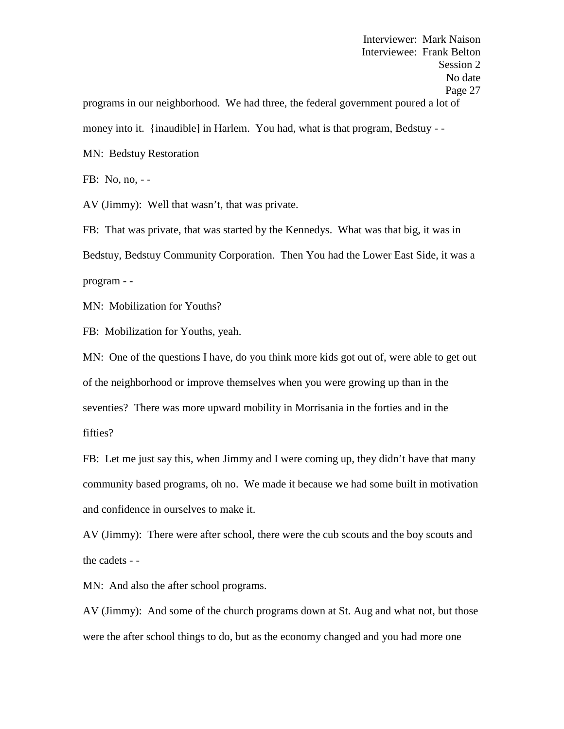programs in our neighborhood. We had three, the federal government poured a lot of money into it. {inaudible] in Harlem. You had, what is that program, Bedstuy - -

MN: Bedstuy Restoration

FB: No, no, - -

AV (Jimmy): Well that wasn't, that was private.

FB: That was private, that was started by the Kennedys. What was that big, it was in Bedstuy, Bedstuy Community Corporation. Then You had the Lower East Side, it was a program - -

MN: Mobilization for Youths?

FB: Mobilization for Youths, yeah.

MN: One of the questions I have, do you think more kids got out of, were able to get out of the neighborhood or improve themselves when you were growing up than in the seventies? There was more upward mobility in Morrisania in the forties and in the fifties?

FB: Let me just say this, when Jimmy and I were coming up, they didn't have that many community based programs, oh no. We made it because we had some built in motivation and confidence in ourselves to make it.

AV (Jimmy): There were after school, there were the cub scouts and the boy scouts and the cadets - -

MN: And also the after school programs.

AV (Jimmy): And some of the church programs down at St. Aug and what not, but those were the after school things to do, but as the economy changed and you had more one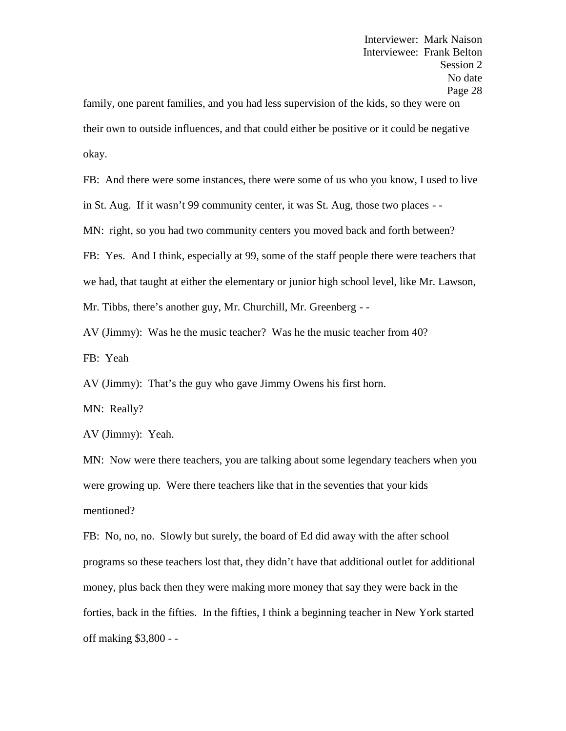family, one parent families, and you had less supervision of the kids, so they were on their own to outside influences, and that could either be positive or it could be negative okay.

FB: And there were some instances, there were some of us who you know, I used to live in St. Aug. If it wasn't 99 community center, it was St. Aug, those two places - -

MN: right, so you had two community centers you moved back and forth between?

FB: Yes. And I think, especially at 99, some of the staff people there were teachers that we had, that taught at either the elementary or junior high school level, like Mr. Lawson, Mr. Tibbs, there's another guy, Mr. Churchill, Mr. Greenberg - -

AV (Jimmy): Was he the music teacher? Was he the music teacher from 40?

FB: Yeah

AV (Jimmy): That's the guy who gave Jimmy Owens his first horn.

MN: Really?

AV (Jimmy): Yeah.

MN: Now were there teachers, you are talking about some legendary teachers when you were growing up. Were there teachers like that in the seventies that your kids mentioned?

FB: No, no, no. Slowly but surely, the board of Ed did away with the after school programs so these teachers lost that, they didn't have that additional outlet for additional money, plus back then they were making more money that say they were back in the forties, back in the fifties. In the fifties, I think a beginning teacher in New York started off making $3,800 - -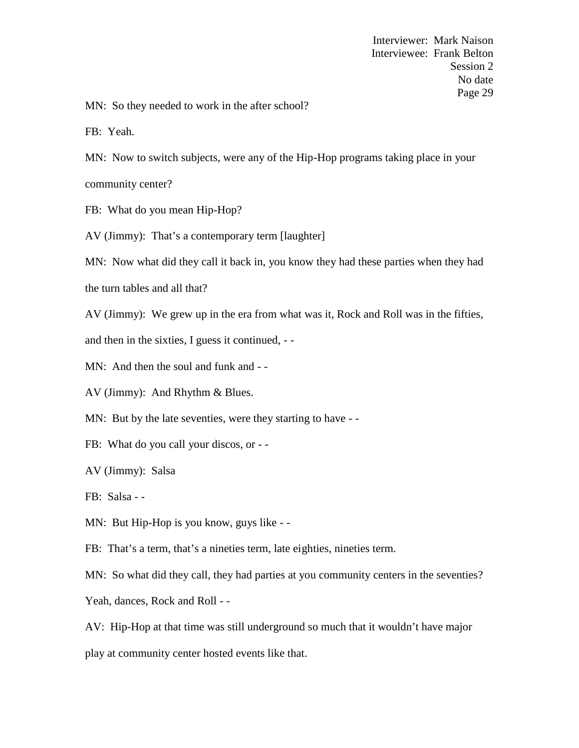MN: So they needed to work in the after school?

FB: Yeah.

MN: Now to switch subjects, were any of the Hip-Hop programs taking place in your community center?

FB: What do you mean Hip-Hop?

AV (Jimmy): That's a contemporary term [laughter]

MN: Now what did they call it back in, you know they had these parties when they had the turn tables and all that?

AV (Jimmy): We grew up in the era from what was it, Rock and Roll was in the fifties, and then in the sixties, I guess it continued, - -

MN: And then the soul and funk and - -

AV (Jimmy): And Rhythm & Blues.

MN: But by the late seventies, were they starting to have - -

FB: What do you call your discos, or - -

AV (Jimmy): Salsa

FB: Salsa - -

MN: But Hip-Hop is you know, guys like - -

FB: That's a term, that's a nineties term, late eighties, nineties term.

MN: So what did they call, they had parties at you community centers in the seventies? Yeah, dances, Rock and Roll - -

AV: Hip-Hop at that time was still underground so much that it wouldn't have major play at community center hosted events like that.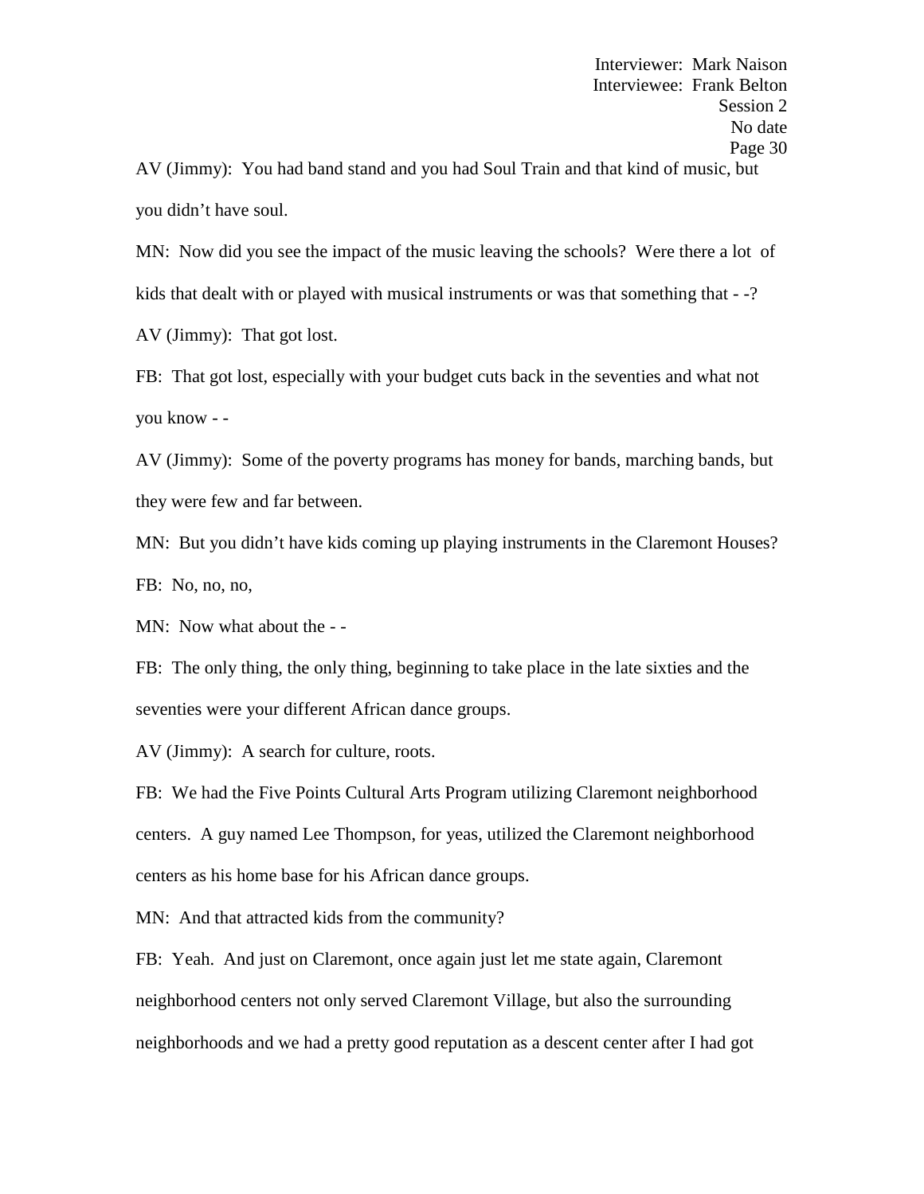AV (Jimmy): You had band stand and you had Soul Train and that kind of music, but you didn't have soul.

MN: Now did you see the impact of the music leaving the schools? Were there a lot of kids that dealt with or played with musical instruments or was that something that - -?

AV (Jimmy): That got lost.

FB: That got lost, especially with your budget cuts back in the seventies and what not you know - -

AV (Jimmy): Some of the poverty programs has money for bands, marching bands, but they were few and far between.

MN: But you didn't have kids coming up playing instruments in the Claremont Houses?

FB: No, no, no,

MN: Now what about the - -

FB: The only thing, the only thing, beginning to take place in the late sixties and the seventies were your different African dance groups.

AV (Jimmy): A search for culture, roots.

FB: We had the Five Points Cultural Arts Program utilizing Claremont neighborhood centers. A guy named Lee Thompson, for yeas, utilized the Claremont neighborhood centers as his home base for his African dance groups.

MN: And that attracted kids from the community?

FB: Yeah. And just on Claremont, once again just let me state again, Claremont neighborhood centers not only served Claremont Village, but also the surrounding neighborhoods and we had a pretty good reputation as a descent center after I had got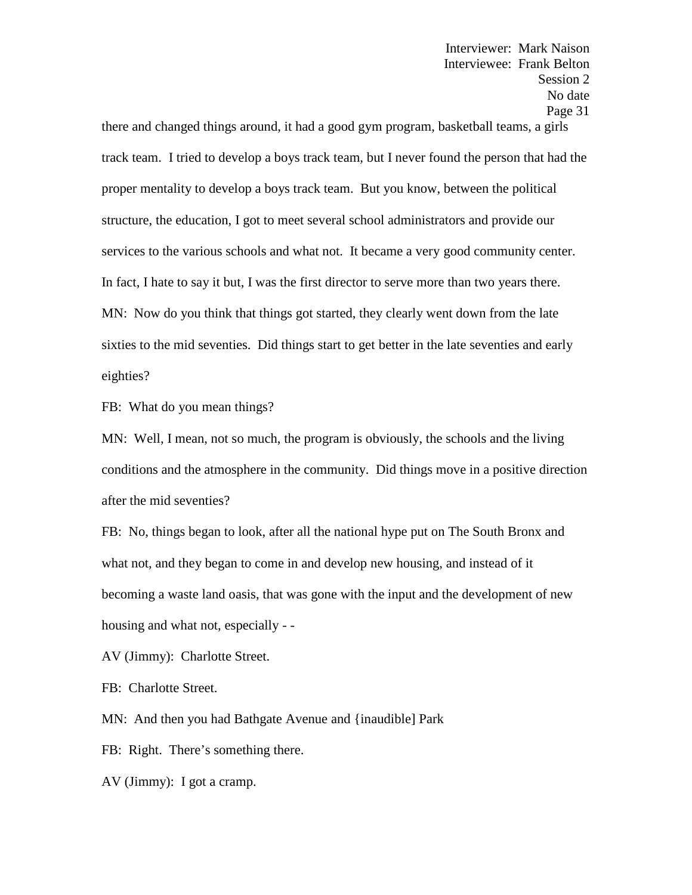there and changed things around, it had a good gym program, basketball teams, a girls track team. I tried to develop a boys track team, but I never found the person that had the proper mentality to develop a boys track team. But you know, between the political structure, the education, I got to meet several school administrators and provide our services to the various schools and what not. It became a very good community center. In fact, I hate to say it but, I was the first director to serve more than two years there.

MN: Now do you think that things got started, they clearly went down from the late sixties to the mid seventies. Did things start to get better in the late seventies and early eighties?

FB: What do you mean things?

MN: Well, I mean, not so much, the program is obviously, the schools and the living conditions and the atmosphere in the community. Did things move in a positive direction after the mid seventies?

FB: No, things began to look, after all the national hype put on The South Bronx and what not, and they began to come in and develop new housing, and instead of it becoming a waste land oasis, that was gone with the input and the development of new housing and what not, especially - -

AV (Jimmy): Charlotte Street.

FB: Charlotte Street.

MN: And then you had Bathgate Avenue and {inaudible] Park

FB: Right. There's something there.

AV (Jimmy): I got a cramp.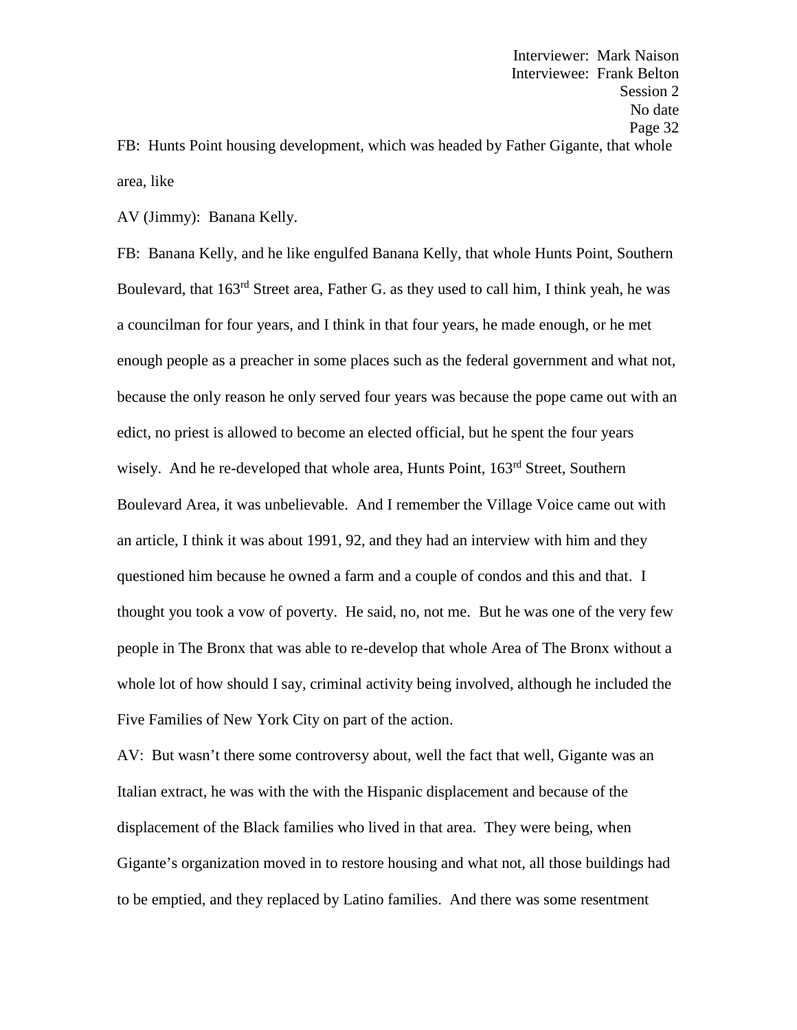FB: Hunts Point housing development, which was headed by Father Gigante, that whole area, like

AV (Jimmy): Banana Kelly.

FB: Banana Kelly, and he like engulfed Banana Kelly, that whole Hunts Point, Southern Boulevard, that 163rd Street area, Father G. as they used to call him, I think yeah, he was a councilman for four years, and I think in that four years, he made enough, or he met enough people as a preacher in some places such as the federal government and what not, because the only reason he only served four years was because the pope came out with an edict, no priest is allowed to become an elected official, but he spent the four years wisely. And he re-developed that whole area, Hunts Point, 163rd Street, Southern Boulevard Area, it was unbelievable. And I remember the Village Voice came out with an article, I think it was about 1991, 92, and they had an interview with him and they questioned him because he owned a farm and a couple of condos and this and that. I thought you took a vow of poverty. He said, no, not me. But he was one of the very few people in The Bronx that was able to re-develop that whole Area of The Bronx without a whole lot of how should I say, criminal activity being involved, although he included the Five Families of New York City on part of the action.

AV: But wasn't there some controversy about, well the fact that well, Gigante was an Italian extract, he was with the with the Hispanic displacement and because of the displacement of the Black families who lived in that area. They were being, when Gigante's organization moved in to restore housing and what not, all those buildings had to be emptied, and they replaced by Latino families. And there was some resentment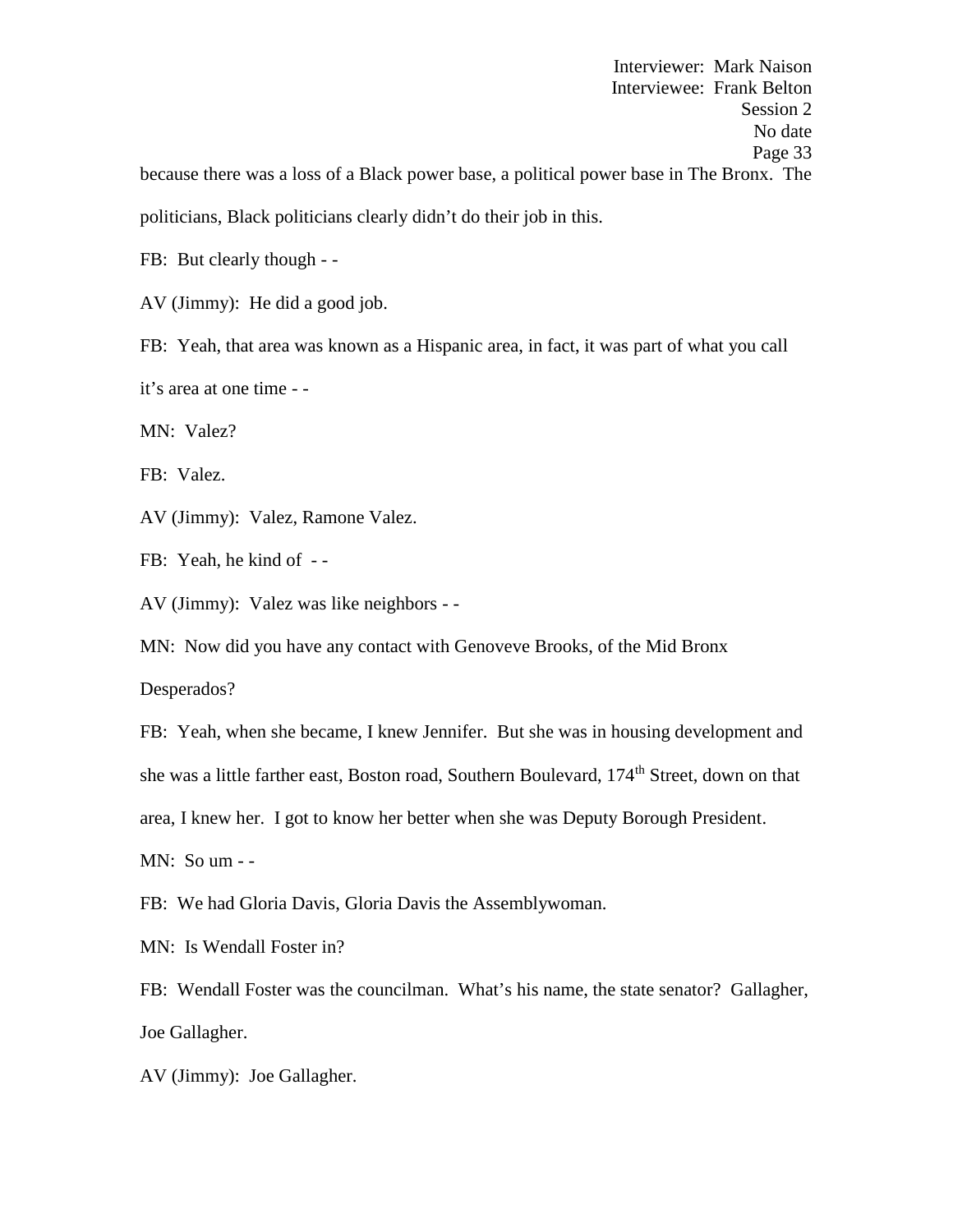because there was a loss of a Black power base, a political power base in The Bronx. The politicians, Black politicians clearly didn't do their job in this.

FB: But clearly though - -

AV (Jimmy): He did a good job.

FB: Yeah, that area was known as a Hispanic area, in fact, it was part of what you call it's area at one time - -

MN: Valez?

FB: Valez.

AV (Jimmy): Valez, Ramone Valez.

FB: Yeah, he kind of - -

AV (Jimmy): Valez was like neighbors - -

MN: Now did you have any contact with Genoveve Brooks, of the Mid Bronx Desperados?

FB: Yeah, when she became, I knew Jennifer. But she was in housing development and she was a little farther east, Boston road, Southern Boulevard, 174th Street, down on that area, I knew her. I got to know her better when she was Deputy Borough President.

MN: So um - -

FB: We had Gloria Davis, Gloria Davis the Assemblywoman.

MN: Is Wendall Foster in?

FB: Wendall Foster was the councilman. What's his name, the state senator? Gallagher, Joe Gallagher.

AV (Jimmy): Joe Gallagher.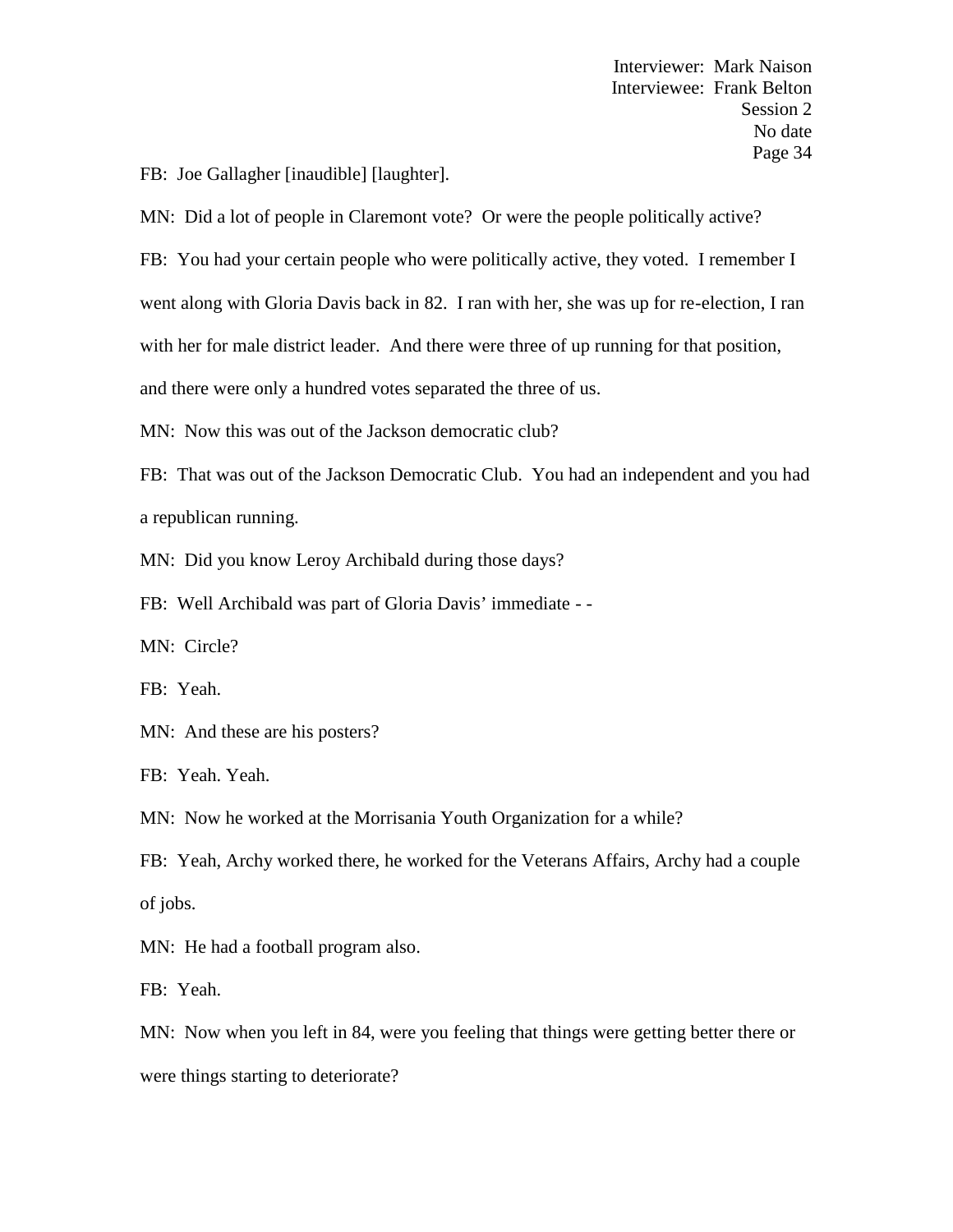FB: Joe Gallagher [inaudible] [laughter].

MN: Did a lot of people in Claremont vote? Or were the people politically active?

FB: You had your certain people who were politically active, they voted. I remember I went along with Gloria Davis back in 82. I ran with her, she was up for re-election, I ran with her for male district leader. And there were three of up running for that position, and there were only a hundred votes separated the three of us.

MN: Now this was out of the Jackson democratic club?

FB: That was out of the Jackson Democratic Club. You had an independent and you had a republican running.

MN: Did you know Leroy Archibald during those days?

FB: Well Archibald was part of Gloria Davis' immediate - -

MN: Circle?

FB: Yeah.

MN: And these are his posters?

FB: Yeah. Yeah.

MN: Now he worked at the Morrisania Youth Organization for a while?

FB: Yeah, Archy worked there, he worked for the Veterans Affairs, Archy had a couple of jobs.

MN: He had a football program also.

FB: Yeah.

MN: Now when you left in 84, were you feeling that things were getting better there or were things starting to deteriorate?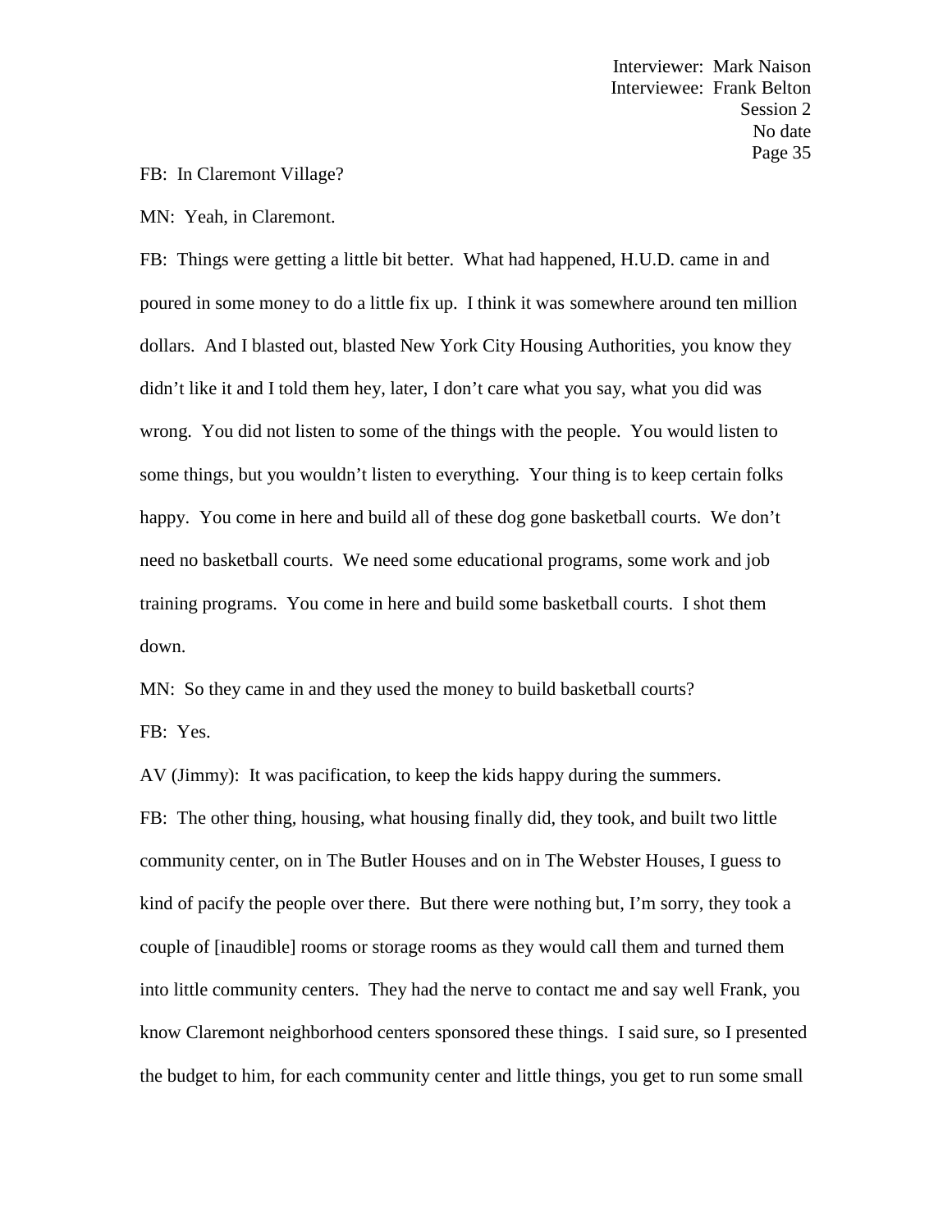FB: In Claremont Village?

MN: Yeah, in Claremont.

FB: Things were getting a little bit better. What had happened, H.U.D. came in and poured in some money to do a little fix up. I think it was somewhere around ten million dollars. And I blasted out, blasted New York City Housing Authorities, you know they didn't like it and I told them hey, later, I don't care what you say, what you did was wrong. You did not listen to some of the things with the people. You would listen to some things, but you wouldn't listen to everything. Your thing is to keep certain folks happy. You come in here and build all of these dog gone basketball courts. We don't need no basketball courts. We need some educational programs, some work and job training programs. You come in here and build some basketball courts. I shot them down.

MN: So they came in and they used the money to build basketball courts?

FB: Yes.

AV (Jimmy): It was pacification, to keep the kids happy during the summers.

FB: The other thing, housing, what housing finally did, they took, and built two little community center, on in The Butler Houses and on in The Webster Houses, I guess to kind of pacify the people over there. But there were nothing but, I'm sorry, they took a couple of [inaudible] rooms or storage rooms as they would call them and turned them into little community centers. They had the nerve to contact me and say well Frank, you know Claremont neighborhood centers sponsored these things. I said sure, so I presented the budget to him, for each community center and little things, you get to run some small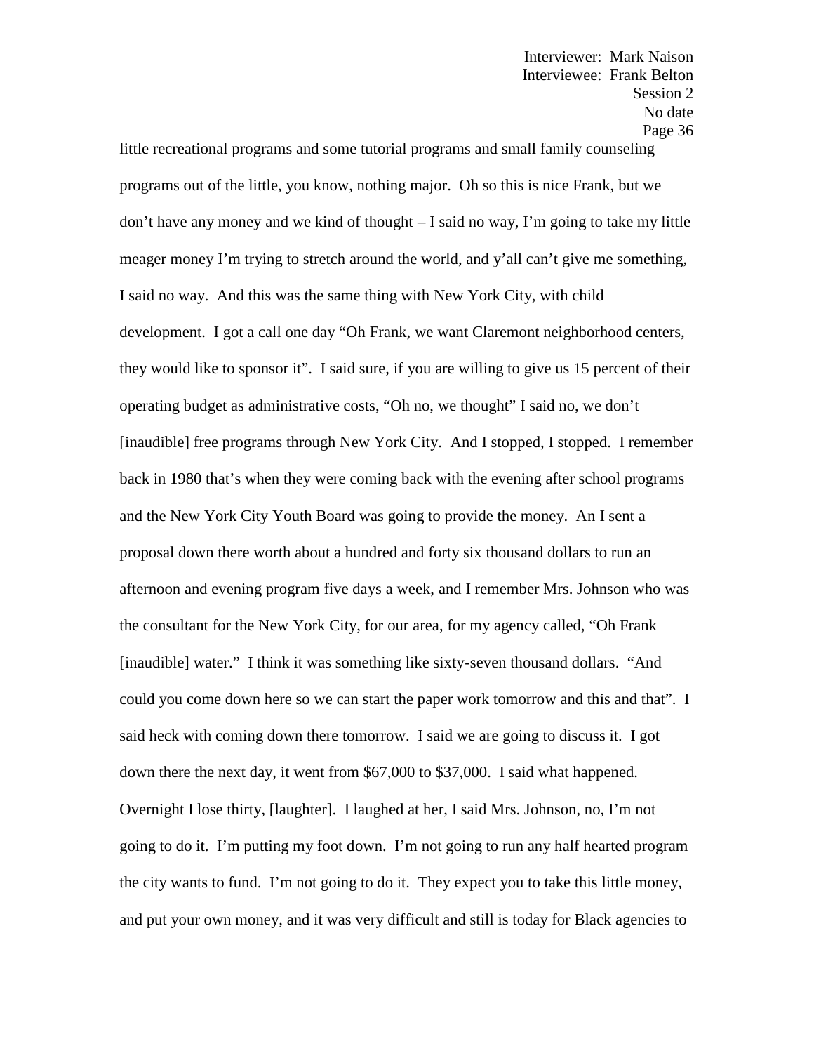little recreational programs and some tutorial programs and small family counseling programs out of the little, you know, nothing major. Oh so this is nice Frank, but we don't have any money and we kind of thought – I said no way, I'm going to take my little meager money I'm trying to stretch around the world, and y'all can't give me something, I said no way. And this was the same thing with New York City, with child development. I got a call one day "Oh Frank, we want Claremont neighborhood centers, they would like to sponsor it". I said sure, if you are willing to give us 15 percent of their operating budget as administrative costs, "Oh no, we thought" I said no, we don't [inaudible] free programs through New York City. And I stopped, I stopped. I remember back in 1980 that's when they were coming back with the evening after school programs and the New York City Youth Board was going to provide the money. An I sent a proposal down there worth about a hundred and forty six thousand dollars to run an afternoon and evening program five days a week, and I remember Mrs. Johnson who was the consultant for the New York City, for our area, for my agency called, "Oh Frank [inaudible] water." I think it was something like sixty-seven thousand dollars. "And could you come down here so we can start the paper work tomorrow and this and that". I said heck with coming down there tomorrow. I said we are going to discuss it. I got down there the next day, it went from $67,000 to $37,000. I said what happened. Overnight I lose thirty, [laughter]. I laughed at her, I said Mrs. Johnson, no, I'm not going to do it. I'm putting my foot down. I'm not going to run any half hearted program the city wants to fund. I'm not going to do it. They expect you to take this little money, and put your own money, and it was very difficult and still is today for Black agencies to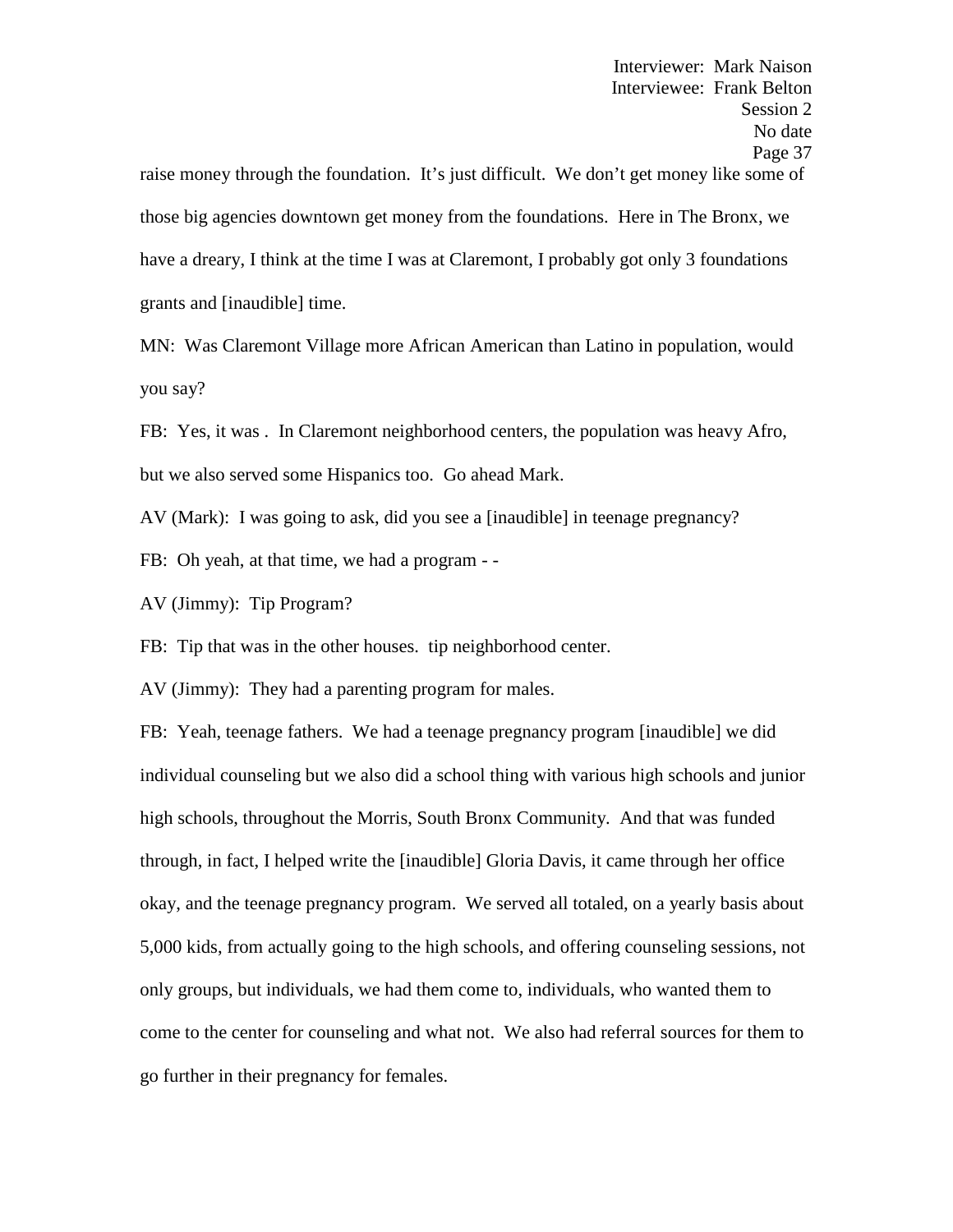raise money through the foundation. It's just difficult. We don't get money like some of those big agencies downtown get money from the foundations. Here in The Bronx, we have a dreary, I think at the time I was at Claremont, I probably got only 3 foundations grants and [inaudible] time.

MN: Was Claremont Village more African American than Latino in population, would you say?

FB: Yes, it was . In Claremont neighborhood centers, the population was heavy Afro, but we also served some Hispanics too. Go ahead Mark.

AV (Mark): I was going to ask, did you see a [inaudible] in teenage pregnancy?

FB: Oh yeah, at that time, we had a program - -

AV (Jimmy): Tip Program?

FB: Tip that was in the other houses. tip neighborhood center.

AV (Jimmy): They had a parenting program for males.

FB: Yeah, teenage fathers. We had a teenage pregnancy program [inaudible] we did individual counseling but we also did a school thing with various high schools and junior high schools, throughout the Morris, South Bronx Community. And that was funded through, in fact, I helped write the [inaudible] Gloria Davis, it came through her office okay, and the teenage pregnancy program. We served all totaled, on a yearly basis about 5,000 kids, from actually going to the high schools, and offering counseling sessions, not only groups, but individuals, we had them come to, individuals, who wanted them to come to the center for counseling and what not. We also had referral sources for them to go further in their pregnancy for females.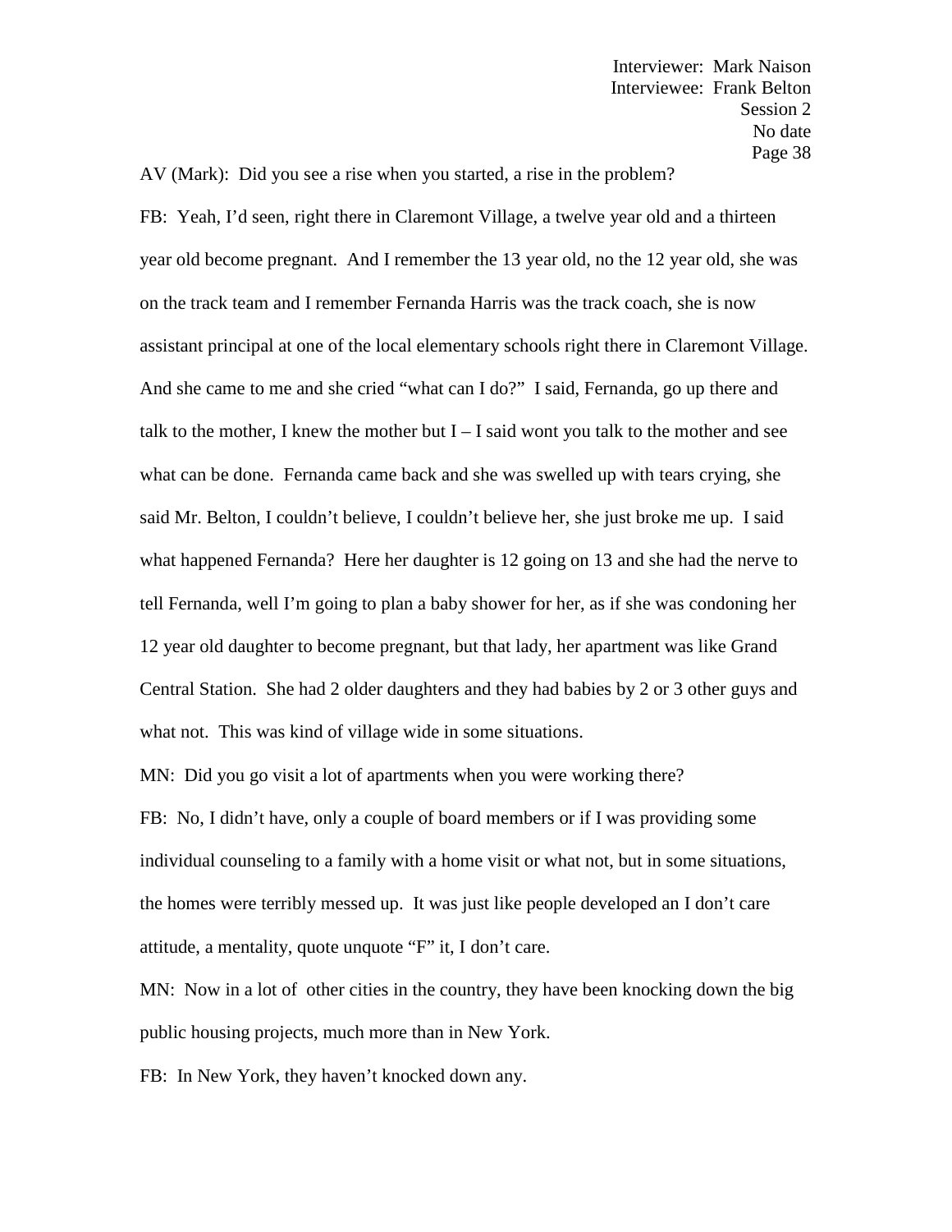AV (Mark): Did you see a rise when you started, a rise in the problem?

FB: Yeah, I'd seen, right there in Claremont Village, a twelve year old and a thirteen year old become pregnant. And I remember the 13 year old, no the 12 year old, she was on the track team and I remember Fernanda Harris was the track coach, she is now assistant principal at one of the local elementary schools right there in Claremont Village. And she came to me and she cried "what can I do?" I said, Fernanda, go up there and talk to the mother, I knew the mother but I – I said wont you talk to the mother and see what can be done. Fernanda came back and she was swelled up with tears crying, she said Mr. Belton, I couldn't believe, I couldn't believe her, she just broke me up. I said what happened Fernanda? Here her daughter is 12 going on 13 and she had the nerve to tell Fernanda, well I'm going to plan a baby shower for her, as if she was condoning her 12 year old daughter to become pregnant, but that lady, her apartment was like Grand Central Station. She had 2 older daughters and they had babies by 2 or 3 other guys and what not. This was kind of village wide in some situations.

MN: Did you go visit a lot of apartments when you were working there?

FB: No, I didn't have, only a couple of board members or if I was providing some individual counseling to a family with a home visit or what not, but in some situations, the homes were terribly messed up. It was just like people developed an I don't care attitude, a mentality, quote unquote "F" it, I don't care.

MN: Now in a lot of other cities in the country, they have been knocking down the big public housing projects, much more than in New York.

FB: In New York, they haven't knocked down any.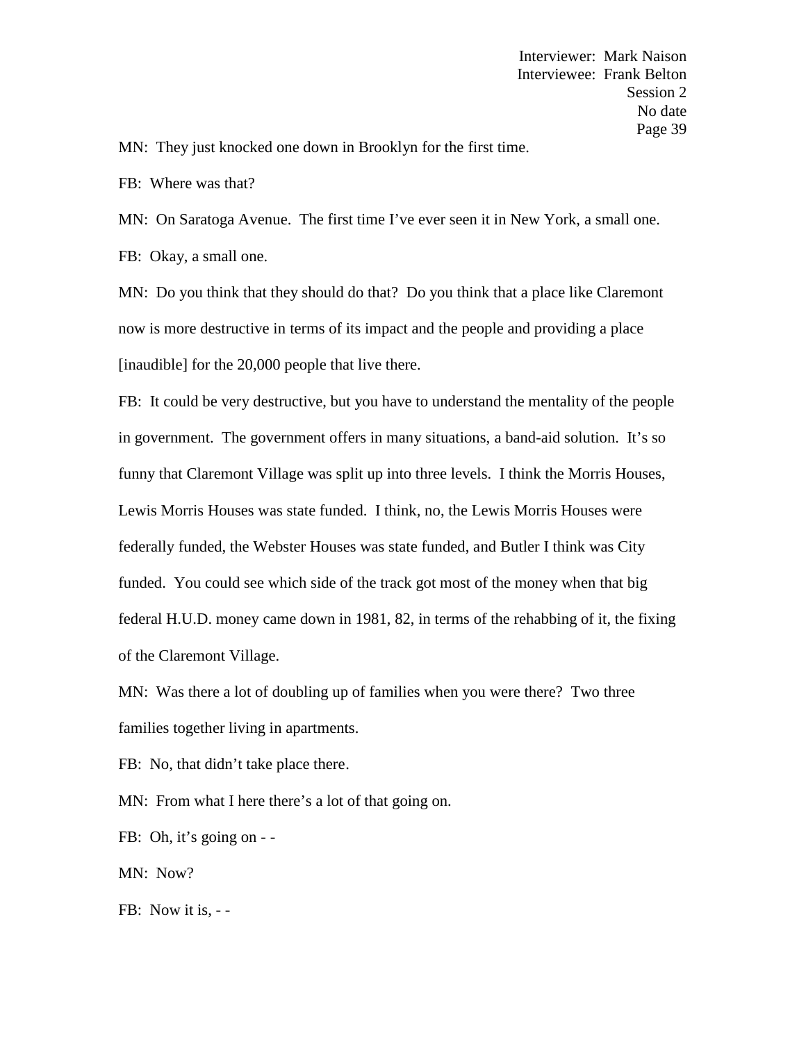MN: They just knocked one down in Brooklyn for the first time.

FB: Where was that?

MN: On Saratoga Avenue. The first time I've ever seen it in New York, a small one.

FB: Okay, a small one.

MN: Do you think that they should do that? Do you think that a place like Claremont now is more destructive in terms of its impact and the people and providing a place [inaudible] for the 20,000 people that live there.

FB: It could be very destructive, but you have to understand the mentality of the people in government. The government offers in many situations, a band-aid solution. It's so funny that Claremont Village was split up into three levels. I think the Morris Houses, Lewis Morris Houses was state funded. I think, no, the Lewis Morris Houses were federally funded, the Webster Houses was state funded, and Butler I think was City funded. You could see which side of the track got most of the money when that big federal H.U.D. money came down in 1981, 82, in terms of the rehabbing of it, the fixing of the Claremont Village.

MN: Was there a lot of doubling up of families when you were there? Two three families together living in apartments.

FB: No, that didn't take place there.

MN: From what I here there's a lot of that going on.

FB: Oh, it's going on - -

MN: Now?

FB: Now it is, - -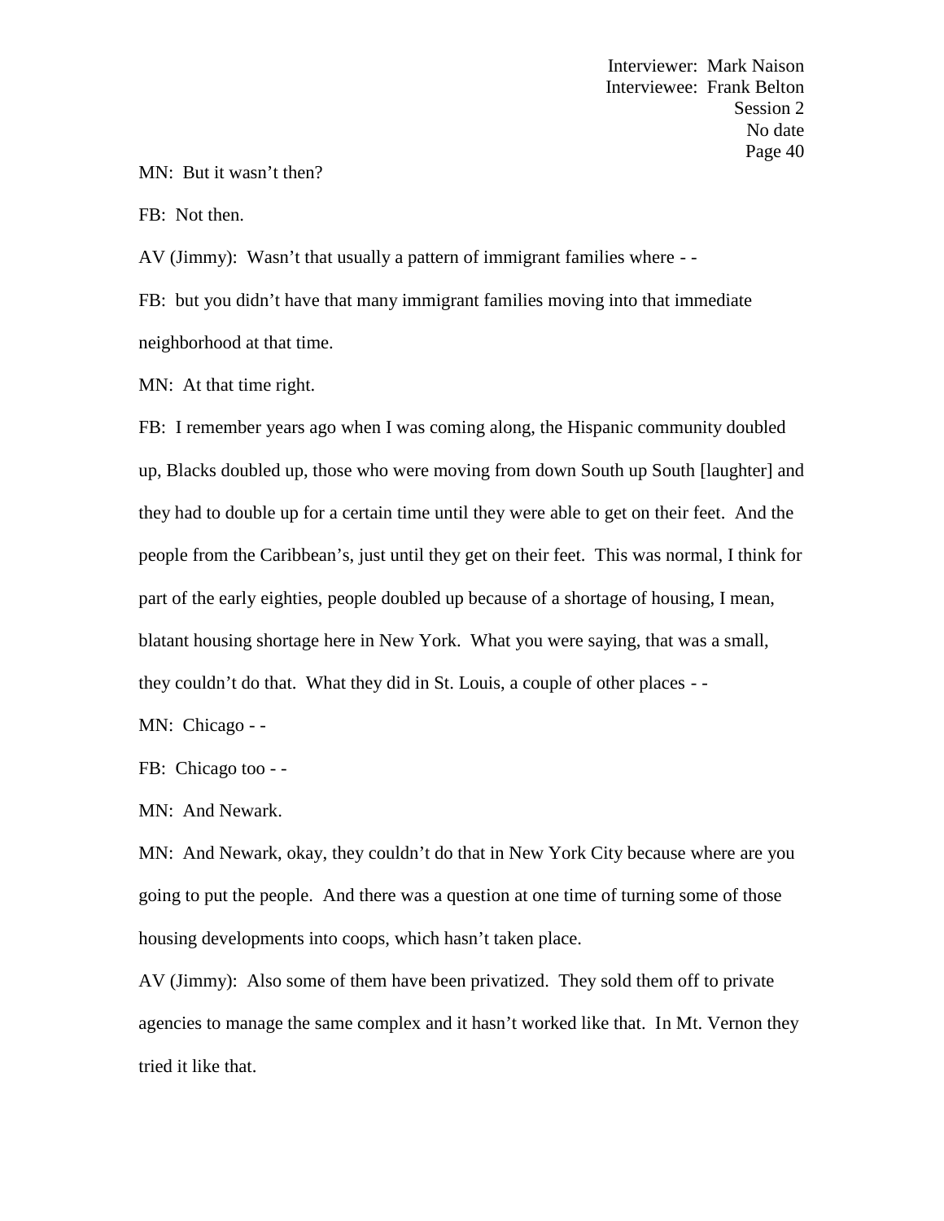MN: But it wasn't then?

FB: Not then.

AV (Jimmy): Wasn't that usually a pattern of immigrant families where - -

FB: but you didn't have that many immigrant families moving into that immediate neighborhood at that time.

MN: At that time right.

FB: I remember years ago when I was coming along, the Hispanic community doubled up, Blacks doubled up, those who were moving from down South up South [laughter] and they had to double up for a certain time until they were able to get on their feet. And the people from the Caribbean's, just until they get on their feet. This was normal, I think for part of the early eighties, people doubled up because of a shortage of housing, I mean, blatant housing shortage here in New York. What you were saying, that was a small, they couldn't do that. What they did in St. Louis, a couple of other places - -

MN: Chicago - -

FB: Chicago too - -

MN: And Newark.

MN: And Newark, okay, they couldn't do that in New York City because where are you going to put the people. And there was a question at one time of turning some of those housing developments into coops, which hasn't taken place.

AV (Jimmy): Also some of them have been privatized. They sold them off to private agencies to manage the same complex and it hasn't worked like that. In Mt. Vernon they tried it like that.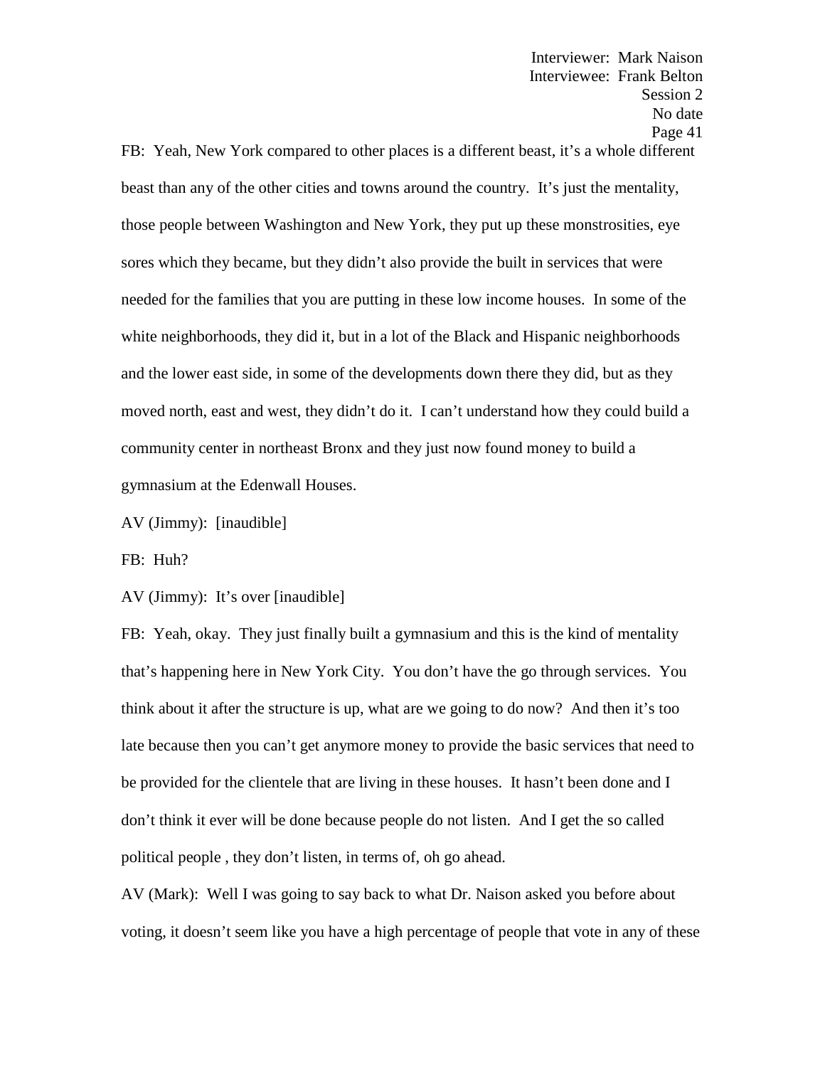FB: Yeah, New York compared to other places is a different beast, it's a whole different beast than any of the other cities and towns around the country. It's just the mentality, those people between Washington and New York, they put up these monstrosities, eye sores which they became, but they didn't also provide the built in services that were needed for the families that you are putting in these low income houses. In some of the white neighborhoods, they did it, but in a lot of the Black and Hispanic neighborhoods and the lower east side, in some of the developments down there they did, but as they moved north, east and west, they didn't do it. I can't understand how they could build a community center in northeast Bronx and they just now found money to build a gymnasium at the Edenwall Houses.

AV (Jimmy): [inaudible]

FB: Huh?

AV (Jimmy): It's over [inaudible]

FB: Yeah, okay. They just finally built a gymnasium and this is the kind of mentality that's happening here in New York City. You don't have the go through services. You think about it after the structure is up, what are we going to do now? And then it's too late because then you can't get anymore money to provide the basic services that need to be provided for the clientele that are living in these houses. It hasn't been done and I don't think it ever will be done because people do not listen. And I get the so called political people , they don't listen, in terms of, oh go ahead.

AV (Mark): Well I was going to say back to what Dr. Naison asked you before about voting, it doesn't seem like you have a high percentage of people that vote in any of these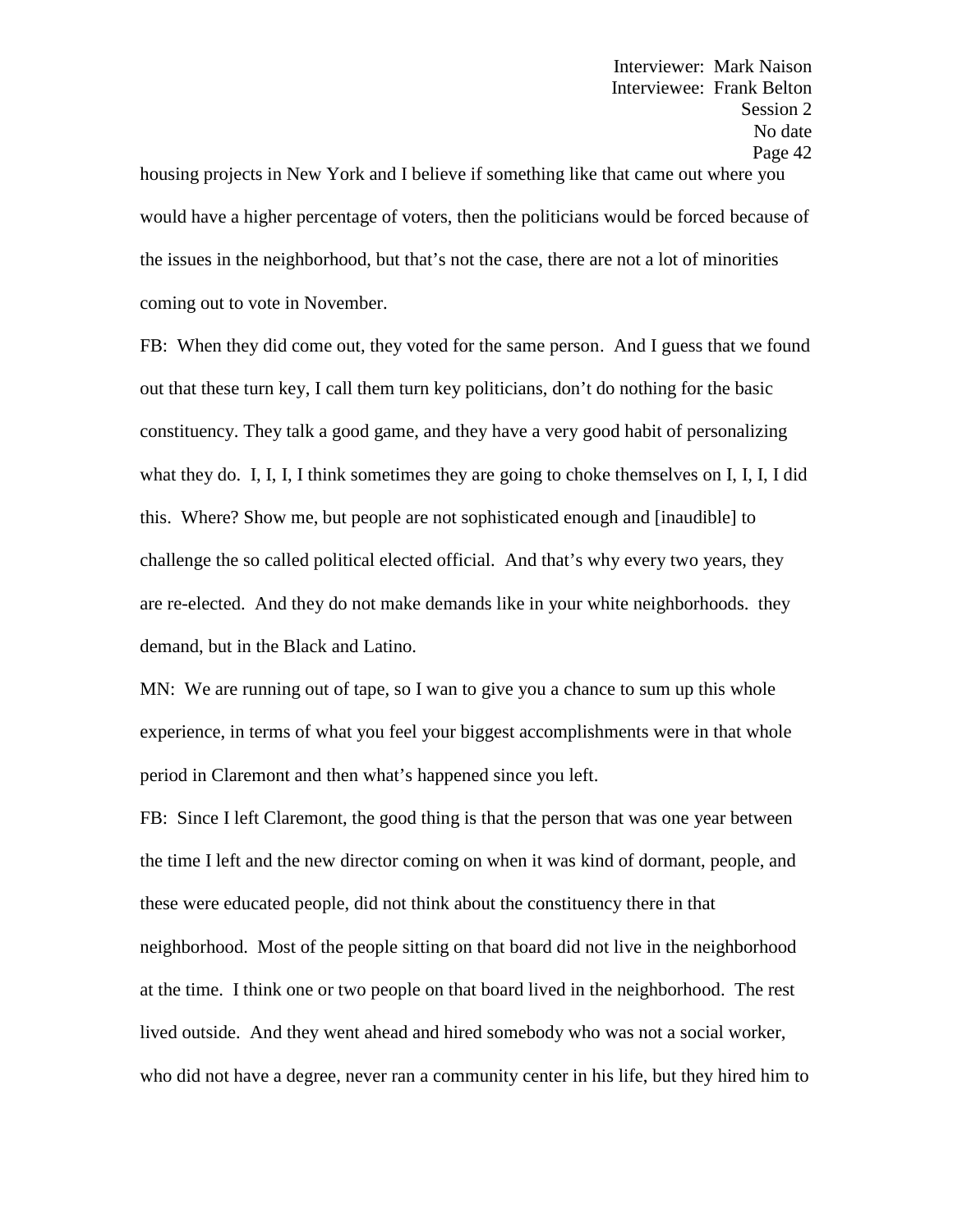housing projects in New York and I believe if something like that came out where you would have a higher percentage of voters, then the politicians would be forced because of the issues in the neighborhood, but that's not the case, there are not a lot of minorities coming out to vote in November.

FB: When they did come out, they voted for the same person. And I guess that we found out that these turn key, I call them turn key politicians, don't do nothing for the basic constituency. They talk a good game, and they have a very good habit of personalizing what they do. I, I, I, I think sometimes they are going to choke themselves on I, I, I, I did this. Where? Show me, but people are not sophisticated enough and [inaudible] to challenge the so called political elected official. And that's why every two years, they are re-elected. And they do not make demands like in your white neighborhoods. they demand, but in the Black and Latino.

MN: We are running out of tape, so I wan to give you a chance to sum up this whole experience, in terms of what you feel your biggest accomplishments were in that whole period in Claremont and then what's happened since you left.

FB: Since I left Claremont, the good thing is that the person that was one year between the time I left and the new director coming on when it was kind of dormant, people, and these were educated people, did not think about the constituency there in that neighborhood. Most of the people sitting on that board did not live in the neighborhood at the time. I think one or two people on that board lived in the neighborhood. The rest lived outside. And they went ahead and hired somebody who was not a social worker, who did not have a degree, never ran a community center in his life, but they hired him to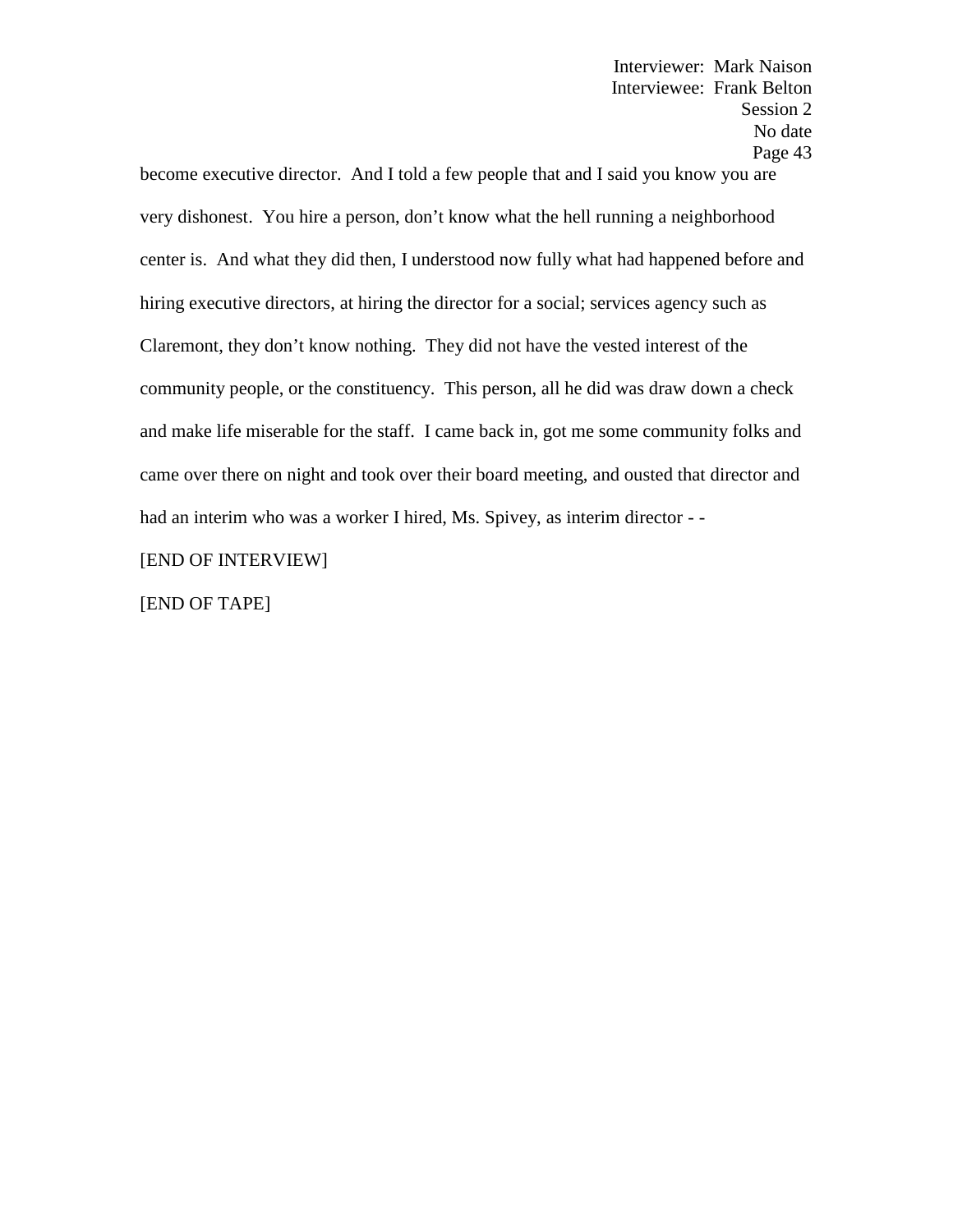become executive director. And I told a few people that and I said you know you are very dishonest. You hire a person, don't know what the hell running a neighborhood center is. And what they did then, I understood now fully what had happened before and hiring executive directors, at hiring the director for a social; services agency such as Claremont, they don't know nothing. They did not have the vested interest of the community people, or the constituency. This person, all he did was draw down a check and make life miserable for the staff. I came back in, got me some community folks and came over there on night and took over their board meeting, and ousted that director and had an interim who was a worker I hired, Ms. Spivey, as interim director - -

[END OF INTERVIEW]

[END OF TAPE]